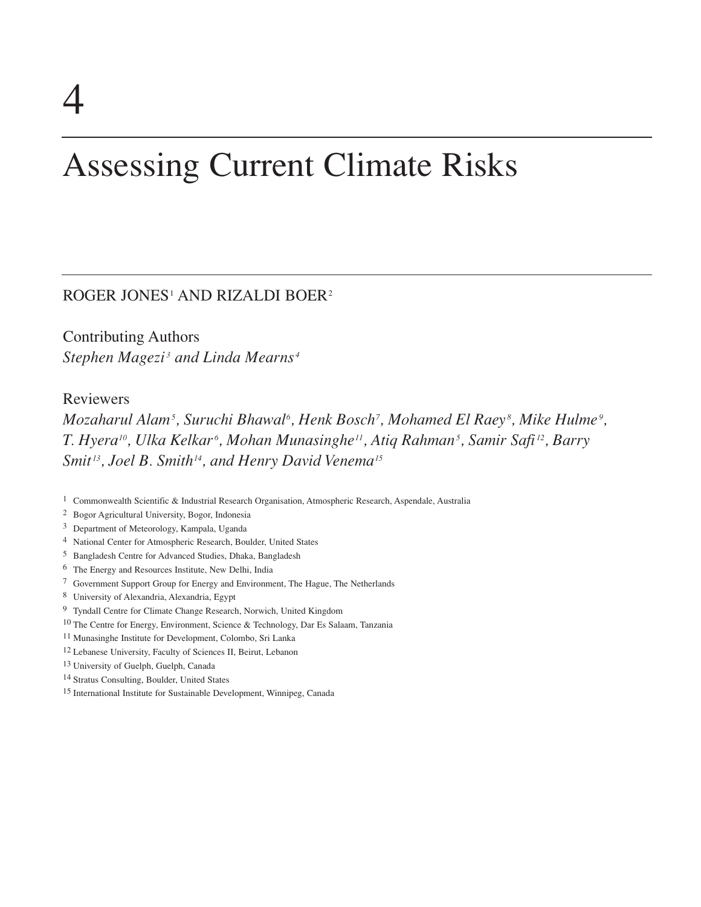# 4

# Assessing Current Climate Risks

ROGER JONES[1] AND RIZALDI BOER[2]

Contributing Authors

*Stephen Magezi[3] and Linda Mearns[4]*

Reviewers

*Mozaharul Alam[5], Suruchi Bhawal[6], Henk Bosch[7], Mohamed El Raey[8], Mike Hulme[9], T. Hyera[10], Ulka Kelkar[6], Mohan Munasinghe[11], Atiq Rahman[5], Samir Safi[12], Barry Smit[13], Joel B. Smith[14], and Henry David Venema[15]*

1 Commonwealth Scientific & Industrial Research Organisation, Atmospheric Research, Aspendale, Australia
2 Bogor Agricultural University, Bogor, Indonesia
3 Department of Meteorology, Kampala, Uganda
4 National Center for Atmospheric Research, Boulder, United States
5 Bangladesh Centre for Advanced Studies, Dhaka, Bangladesh
6 The Energy and Resources Institute, New Delhi, India
7 Government Support Group for Energy and Environment, The Hague, The Netherlands
8 University of Alexandria, Alexandria, Egypt
9 Tyndall Centre for Climate Change Research, Norwich, United Kingdom
10 The Centre for Energy, Environment, Science & Technology, Dar Es Salaam, Tanzania
11 Munasinghe Institute for Development, Colombo, Sri Lanka
12 Lebanese University, Faculty of Sciences II, Beirut, Lebanon
13 University of Guelph, Guelph, Canada
14 Stratus Consulting, Boulder, United States
15 International Institute for Sustainable Development, Winnipeg, Canada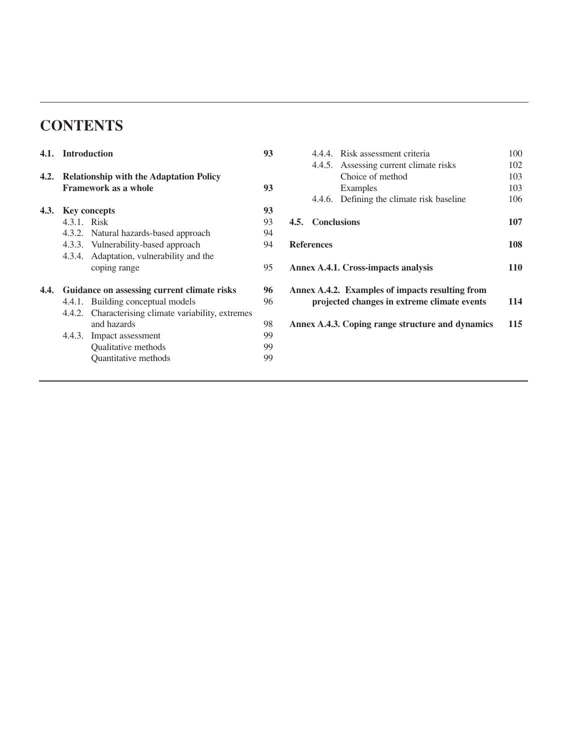# CONTENTS

| | | |
|---|---|---|
| **4.1.** | **Introduction** | **93** |
| **4.2.** | **Relationship with the Adaptation Policy Framework as a whole** | **93** |
| **4.3.** | **Key concepts** | **93** |
| | 4.3.1. Risk | 93 |
| | 4.3.2. Natural hazards-based approach | 94 |
| | 4.3.3. Vulnerability-based approach | 94 |
| | 4.3.4. Adaptation, vulnerability and the coping range | 95 |
| **4.4.** | **Guidance on assessing current climate risks** | **96** |
| | 4.4.1. Building conceptual models | 96 |
| | 4.4.2. Characterising climate variability, extremes and hazards | 98 |
| | 4.4.3. Impact assessment | 99 |
| | Qualitative methods | 99 |
| | Quantitative methods | 99 |
| | 4.4.4. Risk assessment criteria | 100 |
| | 4.4.5. Assessing current climate risks | 102 |
| | Choice of method | 103 |
| | Examples | 103 |
| | 4.4.6. Defining the climate risk baseline | 106 |
| **4.5.** | **Conclusions** | **107** |
| | **References** | **108** |
| | **Annex A.4.1. Cross-impacts analysis** | **110** |
| | **Annex A.4.2. Examples of impacts resulting from projected changes in extreme climate events** | **114** |
| | **Annex A.4.3. Coping range structure and dynamics** | **115** |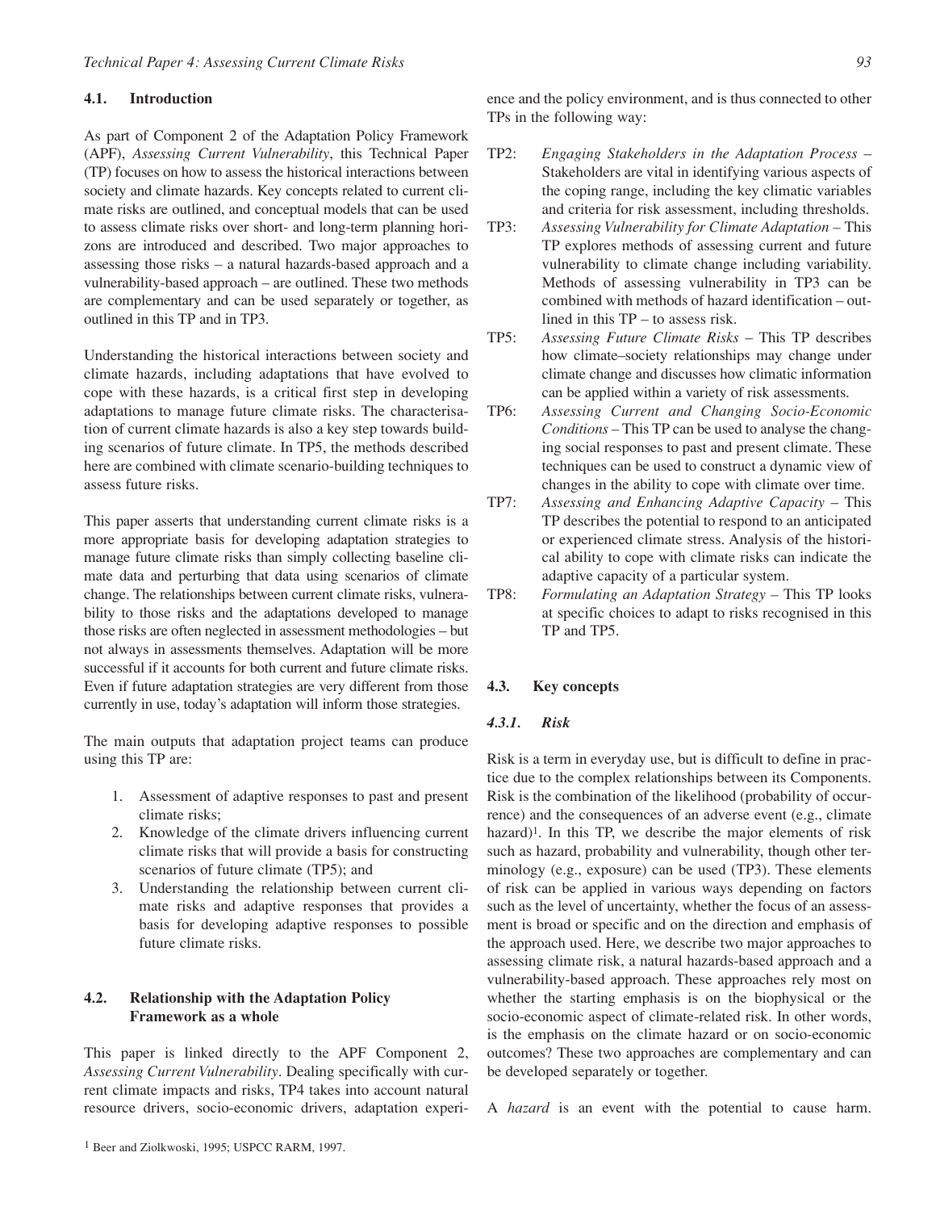## 4.1. Introduction

As part of Component 2 of the Adaptation Policy Framework (APF), *Assessing Current Vulnerability*, this Technical Paper (TP) focuses on how to assess the historical interactions between society and climate hazards. Key concepts related to current climate risks are outlined, and conceptual models that can be used to assess climate risks over short- and long-term planning horizons are introduced and described. Two major approaches to assessing those risks – a natural hazards-based approach and a vulnerability-based approach – are outlined. These two methods are complementary and can be used separately or together, as outlined in this TP and in TP3.

Understanding the historical interactions between society and climate hazards, including adaptations that have evolved to cope with these hazards, is a critical first step in developing adaptations to manage future climate risks. The characterisation of current climate hazards is also a key step towards building scenarios of future climate. In TP5, the methods described here are combined with climate scenario-building techniques to assess future risks.

This paper asserts that understanding current climate risks is a more appropriate basis for developing adaptation strategies to manage future climate risks than simply collecting baseline climate data and perturbing that data using scenarios of climate change. The relationships between current climate risks, vulnerability to those risks and the adaptations developed to manage those risks are often neglected in assessment methodologies – but not always in assessments themselves. Adaptation will be more successful if it accounts for both current and future climate risks. Even if future adaptation strategies are very different from those currently in use, today's adaptation will inform those strategies.

The main outputs that adaptation project teams can produce using this TP are:

1. Assessment of adaptive responses to past and present climate risks;
2. Knowledge of the climate drivers influencing current climate risks that will provide a basis for constructing scenarios of future climate (TP5); and
3. Understanding the relationship between current climate risks and adaptive responses that provides a basis for developing adaptive responses to possible future climate risks.

## 4.2. Relationship with the Adaptation Policy Framework as a whole

This paper is linked directly to the APF Component 2, *Assessing Current Vulnerability*. Dealing specifically with current climate impacts and risks, TP4 takes into account natural resource drivers, socio-economic drivers, adaptation experience and the policy environment, and is thus connected to other TPs in the following way:

- TP2: *Engaging Stakeholders in the Adaptation Process* – Stakeholders are vital in identifying various aspects of the coping range, including the key climatic variables and criteria for risk assessment, including thresholds.
- TP3: *Assessing Vulnerability for Climate Adaptation* – This TP explores methods of assessing current and future vulnerability to climate change including variability. Methods of assessing vulnerability in TP3 can be combined with methods of hazard identification – outlined in this TP – to assess risk.
- TP5: *Assessing Future Climate Risks* – This TP describes how climate–society relationships may change under climate change and discusses how climatic information can be applied within a variety of risk assessments.
- TP6: *Assessing Current and Changing Socio-Economic Conditions* – This TP can be used to analyse the changing social responses to past and present climate. These techniques can be used to construct a dynamic view of changes in the ability to cope with climate over time.
- TP7: *Assessing and Enhancing Adaptive Capacity* – This TP describes the potential to respond to an anticipated or experienced climate stress. Analysis of the historical ability to cope with climate risks can indicate the adaptive capacity of a particular system.
- TP8: *Formulating an Adaptation Strategy* – This TP looks at specific choices to adapt to risks recognised in this TP and TP5.

## 4.3. Key concepts

### 4.3.1. Risk

Risk is a term in everyday use, but is difficult to define in practice due to the complex relationships between its Components. Risk is the combination of the likelihood (probability of occurrence) and the consequences of an adverse event (e.g., climate hazard)[1]. In this TP, we describe the major elements of risk such as hazard, probability and vulnerability, though other terminology (e.g., exposure) can be used (TP3). These elements of risk can be applied in various ways depending on factors such as the level of uncertainty, whether the focus of an assessment is broad or specific and on the direction and emphasis of the approach used. Here, we describe two major approaches to assessing climate risk, a natural hazards-based approach and a vulnerability-based approach. These approaches rely most on whether the starting emphasis is on the biophysical or the socio-economic aspect of climate-related risk. In other words, is the emphasis on the climate hazard or on socio-economic outcomes? These two approaches are complementary and can be developed separately or together.

A *hazard* is an event with the potential to cause harm.

[1] Beer and Ziolkwoski, 1995; USPCC RARM, 1997.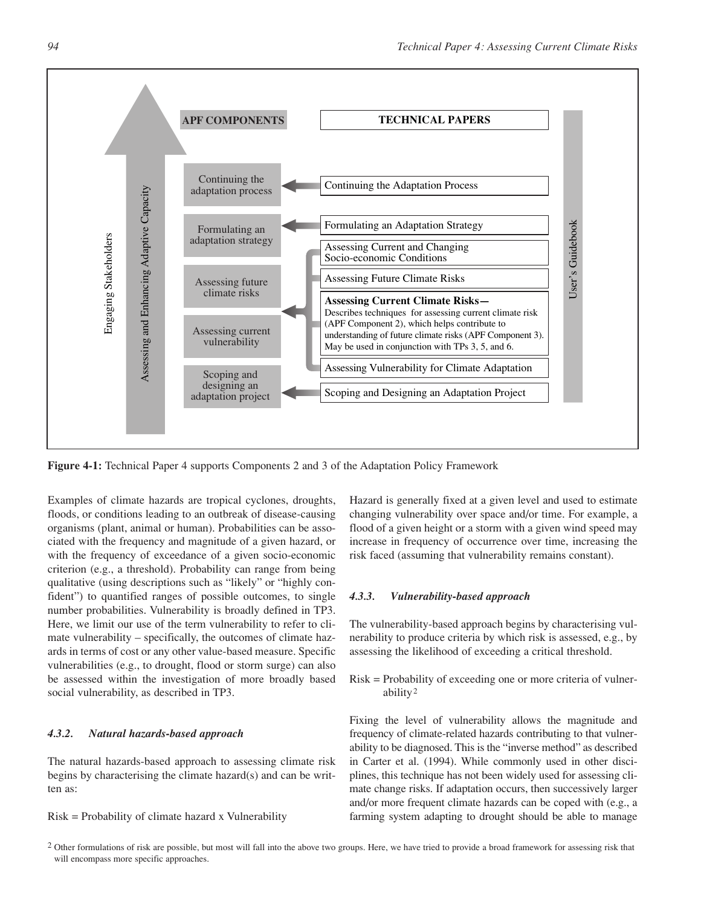**Figure 4-1:** Technical Paper 4 supports Components 2 and 3 of the Adaptation Policy Framework

Examples of climate hazards are tropical cyclones, droughts, floods, or conditions leading to an outbreak of disease-causing organisms (plant, animal or human). Probabilities can be associated with the frequency and magnitude of a given hazard, or with the frequency of exceedance of a given socio-economic criterion (e.g., a threshold). Probability can range from being qualitative (using descriptions such as "likely" or "highly confident") to quantified ranges of possible outcomes, to single number probabilities. Vulnerability is broadly defined in TP3. Here, we limit our use of the term vulnerability to refer to climate vulnerability – specifically, the outcomes of climate hazards in terms of cost or any other value-based measure. Specific vulnerabilities (e.g., to drought, flood or storm surge) can also be assessed within the investigation of more broadly based social vulnerability, as described in TP3.

### 4.3.2. Natural hazards-based approach

The natural hazards-based approach to assessing climate risk begins by characterising the climate hazard(s) and can be written as:

Risk = Probability of climate hazard x Vulnerability

Hazard is generally fixed at a given level and used to estimate changing vulnerability over space and/or time. For example, a flood of a given height or a storm with a given wind speed may increase in frequency of occurrence over time, increasing the risk faced (assuming that vulnerability remains constant).

### 4.3.3. Vulnerability-based approach

The vulnerability-based approach begins by characterising vulnerability to produce criteria by which risk is assessed, e.g., by assessing the likelihood of exceeding a critical threshold.

Risk = Probability of exceeding one or more criteria of vulnerability[2]

Fixing the level of vulnerability allows the magnitude and frequency of climate-related hazards contributing to that vulnerability to be diagnosed. This is the "inverse method" as described in Carter et al. (1994). While commonly used in other disciplines, this technique has not been widely used for assessing climate change risks. If adaptation occurs, then successively larger and/or more frequent climate hazards can be coped with (e.g., a farming system adapting to drought should be able to manage

[2] Other formulations of risk are possible, but most will fall into the above two groups. Here, we have tried to provide a broad framework for assessing risk that will encompass more specific approaches.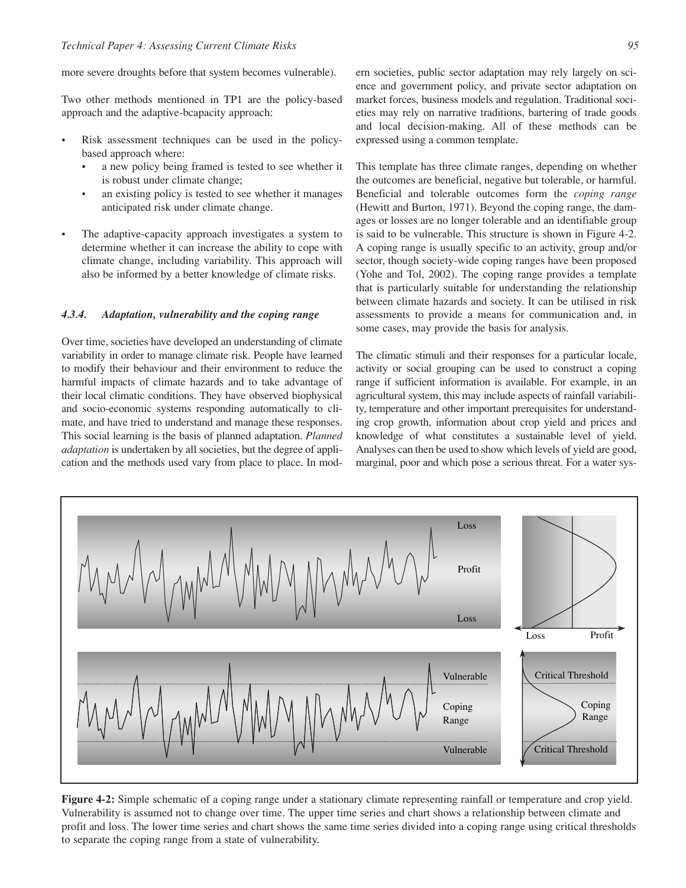more severe droughts before that system becomes vulnerable).

Two other methods mentioned in TP1 are the policy-based approach and the adaptive-bcapacity approach:

- Risk assessment techniques can be used in the policy-based approach where:
  - a new policy being framed is tested to see whether it is robust under climate change;
  - an existing policy is tested to see whether it manages anticipated risk under climate change.
- The adaptive-capacity approach investigates a system to determine whether it can increase the ability to cope with climate change, including variability. This approach will also be informed by a better knowledge of climate risks.

### *4.3.4. Adaptation, vulnerability and the coping range*

Over time, societies have developed an understanding of climate variability in order to manage climate risk. People have learned to modify their behaviour and their environment to reduce the harmful impacts of climate hazards and to take advantage of their local climatic conditions. They have observed biophysical and socio-economic systems responding automatically to climate, and have tried to understand and manage these responses. This social learning is the basis of planned adaptation. *Planned adaptation* is undertaken by all societies, but the degree of application and the methods used vary from place to place. In modern societies, public sector adaptation may rely largely on science and government policy, and private sector adaptation on market forces, business models and regulation. Traditional societies may rely on narrative traditions, bartering of trade goods and local decision-making. All of these methods can be expressed using a common template.

This template has three climate ranges, depending on whether the outcomes are beneficial, negative but tolerable, or harmful. Beneficial and tolerable outcomes form the *coping range* (Hewitt and Burton, 1971). Beyond the coping range, the damages or losses are no longer tolerable and an identifiable group is said to be vulnerable. This structure is shown in Figure 4-2. A coping range is usually specific to an activity, group and/or sector, though society-wide coping ranges have been proposed (Yohe and Tol, 2002). The coping range provides a template that is particularly suitable for understanding the relationship between climate hazards and society. It can be utilised in risk assessments to provide a means for communication and, in some cases, may provide the basis for analysis.

The climatic stimuli and their responses for a particular locale, activity or social grouping can be used to construct a coping range if sufficient information is available. For example, in an agricultural system, this may include aspects of rainfall variability, temperature and other important prerequisites for understanding crop growth, information about crop yield and prices and knowledge of what constitutes a sustainable level of yield. Analyses can then be used to show which levels of yield are good, marginal, poor and which pose a serious threat. For a water sys-

**Figure 4-2:** Simple schematic of a coping range under a stationary climate representing rainfall or temperature and crop yield. Vulnerability is assumed not to change over time. The upper time series and chart shows a relationship between climate and profit and loss. The lower time series and chart shows the same time series divided into a coping range using critical thresholds to separate the coping range from a state of vulnerability.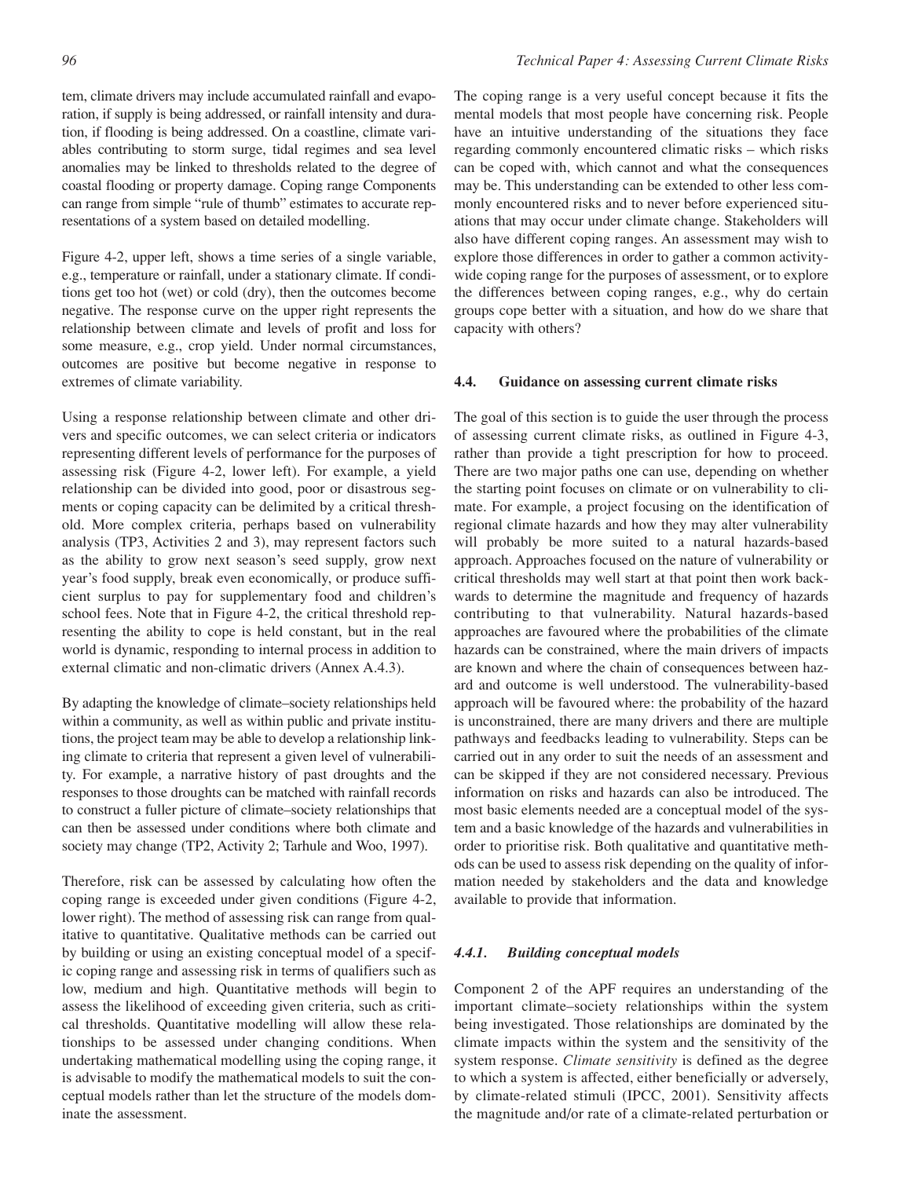tem, climate drivers may include accumulated rainfall and evaporation, if supply is being addressed, or rainfall intensity and duration, if flooding is being addressed. On a coastline, climate variables contributing to storm surge, tidal regimes and sea level anomalies may be linked to thresholds related to the degree of coastal flooding or property damage. Coping range Components can range from simple "rule of thumb" estimates to accurate representations of a system based on detailed modelling.

Figure 4-2, upper left, shows a time series of a single variable, e.g., temperature or rainfall, under a stationary climate. If conditions get too hot (wet) or cold (dry), then the outcomes become negative. The response curve on the upper right represents the relationship between climate and levels of profit and loss for some measure, e.g., crop yield. Under normal circumstances, outcomes are positive but become negative in response to extremes of climate variability.

Using a response relationship between climate and other drivers and specific outcomes, we can select criteria or indicators representing different levels of performance for the purposes of assessing risk (Figure 4-2, lower left). For example, a yield relationship can be divided into good, poor or disastrous segments or coping capacity can be delimited by a critical threshold. More complex criteria, perhaps based on vulnerability analysis (TP3, Activities 2 and 3), may represent factors such as the ability to grow next season's seed supply, grow next year's food supply, break even economically, or produce sufficient surplus to pay for supplementary food and children's school fees. Note that in Figure 4-2, the critical threshold representing the ability to cope is held constant, but in the real world is dynamic, responding to internal process in addition to external climatic and non-climatic drivers (Annex A.4.3).

By adapting the knowledge of climate–society relationships held within a community, as well as within public and private institutions, the project team may be able to develop a relationship linking climate to criteria that represent a given level of vulnerability. For example, a narrative history of past droughts and the responses to those droughts can be matched with rainfall records to construct a fuller picture of climate–society relationships that can then be assessed under conditions where both climate and society may change (TP2, Activity 2; Tarhule and Woo, 1997).

Therefore, risk can be assessed by calculating how often the coping range is exceeded under given conditions (Figure 4-2, lower right). The method of assessing risk can range from qualitative to quantitative. Qualitative methods can be carried out by building or using an existing conceptual model of a specific coping range and assessing risk in terms of qualifiers such as low, medium and high. Quantitative methods will begin to assess the likelihood of exceeding given criteria, such as critical thresholds. Quantitative modelling will allow these relationships to be assessed under changing conditions. When undertaking mathematical modelling using the coping range, it is advisable to modify the mathematical models to suit the conceptual models rather than let the structure of the models dominate the assessment.

The coping range is a very useful concept because it fits the mental models that most people have concerning risk. People have an intuitive understanding of the situations they face regarding commonly encountered climatic risks – which risks can be coped with, which cannot and what the consequences may be. This understanding can be extended to other less commonly encountered risks and to never before experienced situations that may occur under climate change. Stakeholders will also have different coping ranges. An assessment may wish to explore those differences in order to gather a common activity-wide coping range for the purposes of assessment, or to explore the differences between coping ranges, e.g., why do certain groups cope better with a situation, and how do we share that capacity with others?

## 4.4. Guidance on assessing current climate risks

The goal of this section is to guide the user through the process of assessing current climate risks, as outlined in Figure 4-3, rather than provide a tight prescription for how to proceed. There are two major paths one can use, depending on whether the starting point focuses on climate or on vulnerability to climate. For example, a project focusing on the identification of regional climate hazards and how they may alter vulnerability will probably be more suited to a natural hazards-based approach. Approaches focused on the nature of vulnerability or critical thresholds may well start at that point then work backwards to determine the magnitude and frequency of hazards contributing to that vulnerability. Natural hazards-based approaches are favoured where the probabilities of the climate hazards can be constrained, where the main drivers of impacts are known and where the chain of consequences between hazard and outcome is well understood. The vulnerability-based approach will be favoured where: the probability of the hazard is unconstrained, there are many drivers and there are multiple pathways and feedbacks leading to vulnerability. Steps can be carried out in any order to suit the needs of an assessment and can be skipped if they are not considered necessary. Previous information on risks and hazards can also be introduced. The most basic elements needed are a conceptual model of the system and a basic knowledge of the hazards and vulnerabilities in order to prioritise risk. Both qualitative and quantitative methods can be used to assess risk depending on the quality of information needed by stakeholders and the data and knowledge available to provide that information.

### *4.4.1. Building conceptual models*

Component 2 of the APF requires an understanding of the important climate–society relationships within the system being investigated. Those relationships are dominated by the climate impacts within the system and the sensitivity of the system response. *Climate sensitivity* is defined as the degree to which a system is affected, either beneficially or adversely, by climate-related stimuli (IPCC, 2001). Sensitivity affects the magnitude and/or rate of a climate-related perturbation or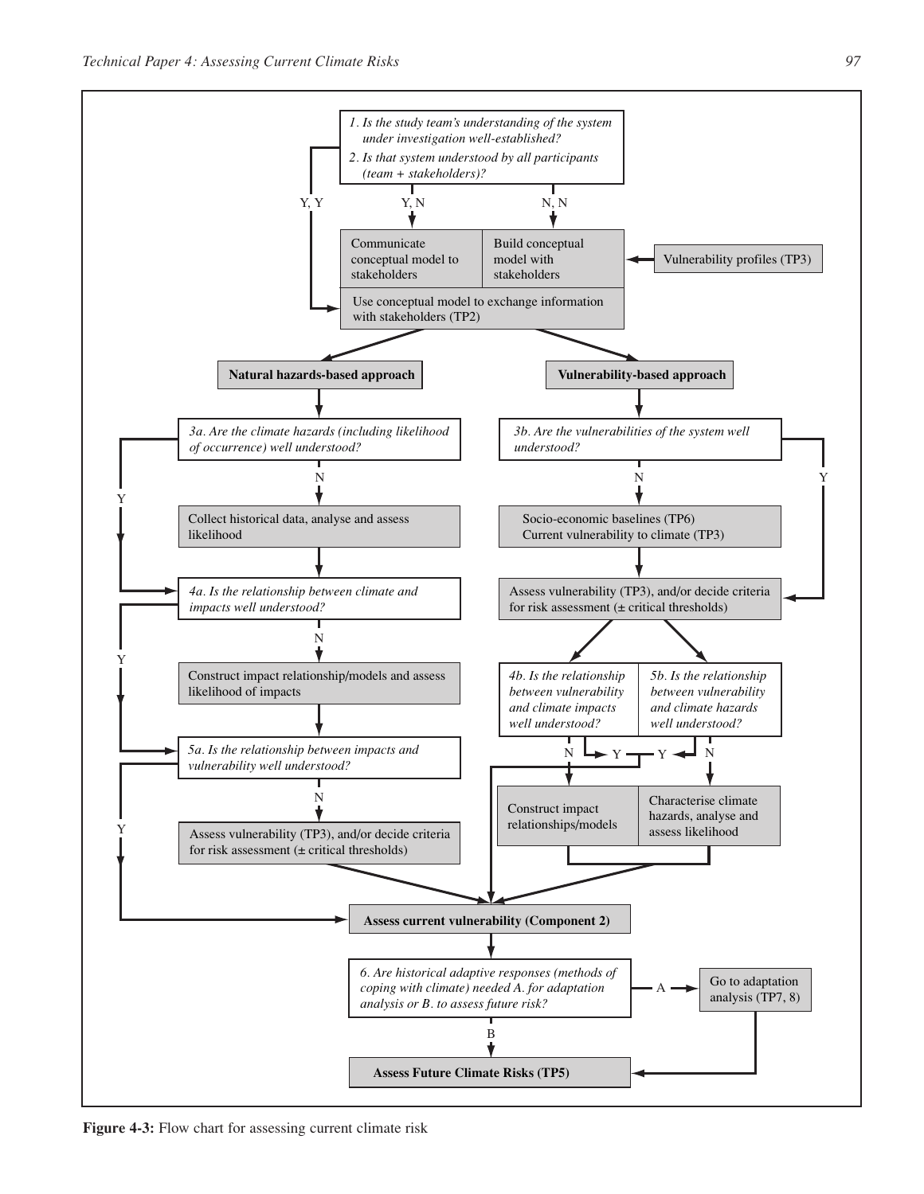*1. Is the study team's understanding of the system under investigation well-established?*
*2. Is that system understood by all participants (team + stakeholders)?*

- Y, Y → Use conceptual model to exchange information with stakeholders (TP2)
- Y, N → Communicate conceptual model to stakeholders
- N, N → Build conceptual model with stakeholders ← Vulnerability profiles (TP3)

Communicate conceptual model to stakeholders / Build conceptual model with stakeholders → Use conceptual model to exchange information with stakeholders (TP2)

Use conceptual model to exchange information with stakeholders (TP2) → **Natural hazards-based approach** and **Vulnerability-based approach**

**Natural hazards-based approach**

*3a. Are the climate hazards (including likelihood of occurrence) well understood?*

- N → Collect historical data, analyse and assess likelihood → 4a
- Y → 4a

*4a. Is the relationship between climate and impacts well understood?*

- N → Construct impact relationship/models and assess likelihood of impacts → 5a
- Y → 5a

*5a. Is the relationship between impacts and vulnerability well understood?*

- N → Assess vulnerability (TP3), and/or decide criteria for risk assessment (± critical thresholds) → Assess current vulnerability (Component 2)
- Y → Assess current vulnerability (Component 2)

**Vulnerability-based approach**

*3b. Are the vulnerabilities of the system well understood?*

- N → Socio-economic baselines (TP6); Current vulnerability to climate (TP3) → Assess vulnerability (TP3), and/or decide criteria for risk assessment (± critical thresholds)
- Y → Assess vulnerability (TP3), and/or decide criteria for risk assessment (± critical thresholds)

Assess vulnerability (TP3), and/or decide criteria for risk assessment (± critical thresholds) → 4b and 5b

*4b. Is the relationship between vulnerability and climate impacts well understood?*

- N → Construct impact relationships/models → Assess current vulnerability (Component 2)
- Y → Assess current vulnerability (Component 2)

*5b. Is the relationship between vulnerability and climate hazards well understood?*

- N → Characterise climate hazards, analyse and assess likelihood → Assess current vulnerability (Component 2)
- Y → Assess current vulnerability (Component 2)

**Assess current vulnerability (Component 2)**

*6. Are historical adaptive responses (methods of coping with climate) needed A. for adaptation analysis or B. to assess future risk?*

- A → Go to adaptation analysis (TP7, 8) → Assess Future Climate Risks (TP5)
- B → **Assess Future Climate Risks (TP5)**

**Figure 4-3:** Flow chart for assessing current climate risk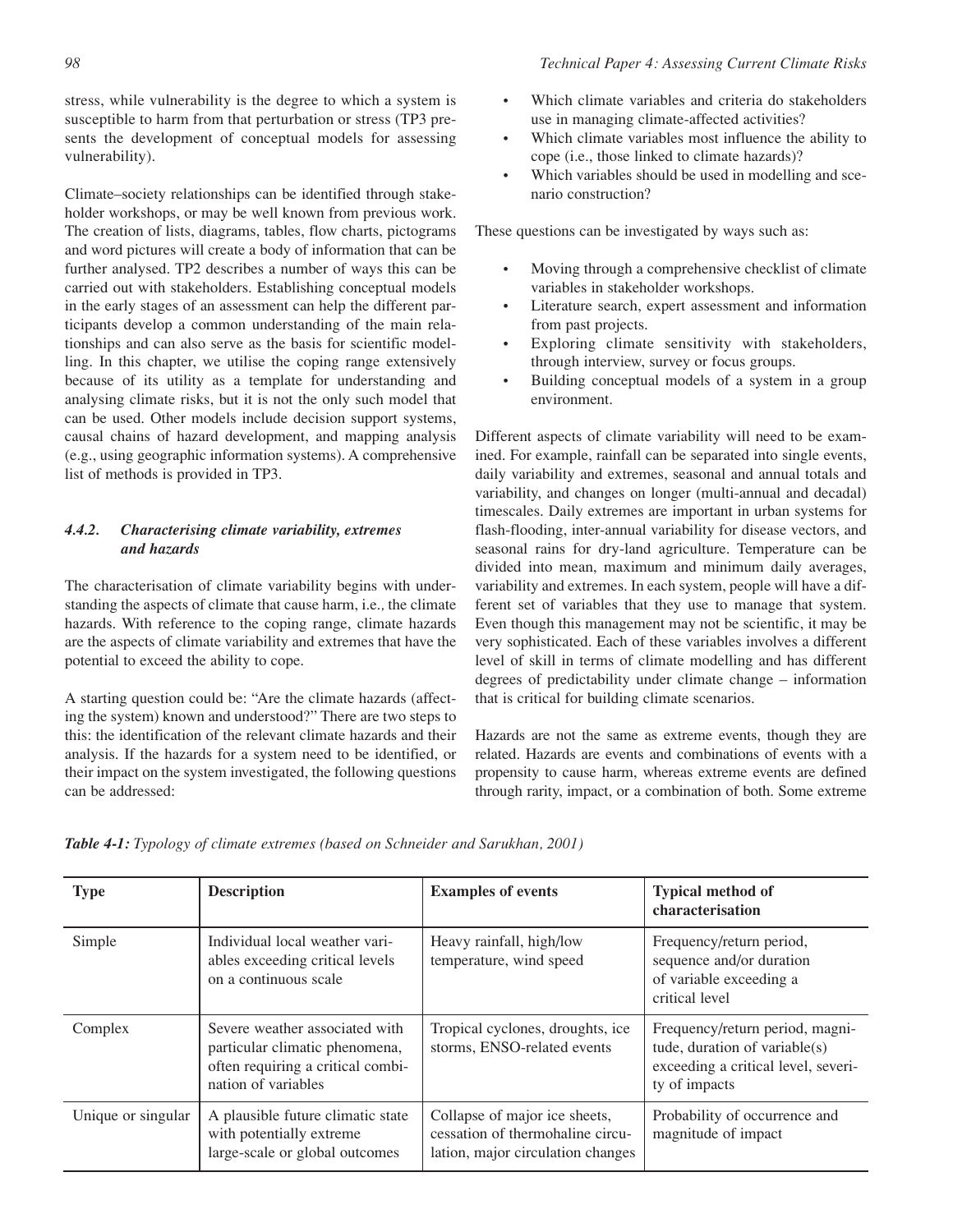stress, while vulnerability is the degree to which a system is susceptible to harm from that perturbation or stress (TP3 presents the development of conceptual models for assessing vulnerability).

Climate–society relationships can be identified through stakeholder workshops, or may be well known from previous work. The creation of lists, diagrams, tables, flow charts, pictograms and word pictures will create a body of information that can be further analysed. TP2 describes a number of ways this can be carried out with stakeholders. Establishing conceptual models in the early stages of an assessment can help the different participants develop a common understanding of the main relationships and can also serve as the basis for scientific modelling. In this chapter, we utilise the coping range extensively because of its utility as a template for understanding and analysing climate risks, but it is not the only such model that can be used. Other models include decision support systems, causal chains of hazard development, and mapping analysis (e.g., using geographic information systems). A comprehensive list of methods is provided in TP3.

### *4.4.2. Characterising climate variability, extremes and hazards*

The characterisation of climate variability begins with understanding the aspects of climate that cause harm, i.e., the climate hazards. With reference to the coping range, climate hazards are the aspects of climate variability and extremes that have the potential to exceed the ability to cope.

A starting question could be: "Are the climate hazards (affecting the system) known and understood?" There are two steps to this: the identification of the relevant climate hazards and their analysis. If the hazards for a system need to be identified, or their impact on the system investigated, the following questions can be addressed:

- Which climate variables and criteria do stakeholders use in managing climate-affected activities?
- Which climate variables most influence the ability to cope (i.e., those linked to climate hazards)?
- Which variables should be used in modelling and scenario construction?

These questions can be investigated by ways such as:

- Moving through a comprehensive checklist of climate variables in stakeholder workshops.
- Literature search, expert assessment and information from past projects.
- Exploring climate sensitivity with stakeholders, through interview, survey or focus groups.
- Building conceptual models of a system in a group environment.

Different aspects of climate variability will need to be examined. For example, rainfall can be separated into single events, daily variability and extremes, seasonal and annual totals and variability, and changes on longer (multi-annual and decadal) timescales. Daily extremes are important in urban systems for flash-flooding, inter-annual variability for disease vectors, and seasonal rains for dry-land agriculture. Temperature can be divided into mean, maximum and minimum daily averages, variability and extremes. In each system, people will have a different set of variables that they use to manage that system. Even though this management may not be scientific, it may be very sophisticated. Each of these variables involves a different level of skill in terms of climate modelling and has different degrees of predictability under climate change – information that is critical for building climate scenarios.

Hazards are not the same as extreme events, though they are related. Hazards are events and combinations of events with a propensity to cause harm, whereas extreme events are defined through rarity, impact, or a combination of both. Some extreme

***Table 4-1:*** *Typology of climate extremes (based on Schneider and Sarukhan, 2001)*

| Type | Description | Examples of events | Typical method of characterisation |
|---|---|---|---|
| Simple | Individual local weather variables exceeding critical levels on a continuous scale | Heavy rainfall, high/low temperature, wind speed | Frequency/return period, sequence and/or duration of variable exceeding a critical level |
| Complex | Severe weather associated with particular climatic phenomena, often requiring a critical combination of variables | Tropical cyclones, droughts, ice storms, ENSO-related events | Frequency/return period, magnitude, duration of variable(s) exceeding a critical level, severity of impacts |
| Unique or singular | A plausible future climatic state with potentially extreme large-scale or global outcomes | Collapse of major ice sheets, cessation of thermohaline circulation, major circulation changes | Probability of occurrence and magnitude of impact |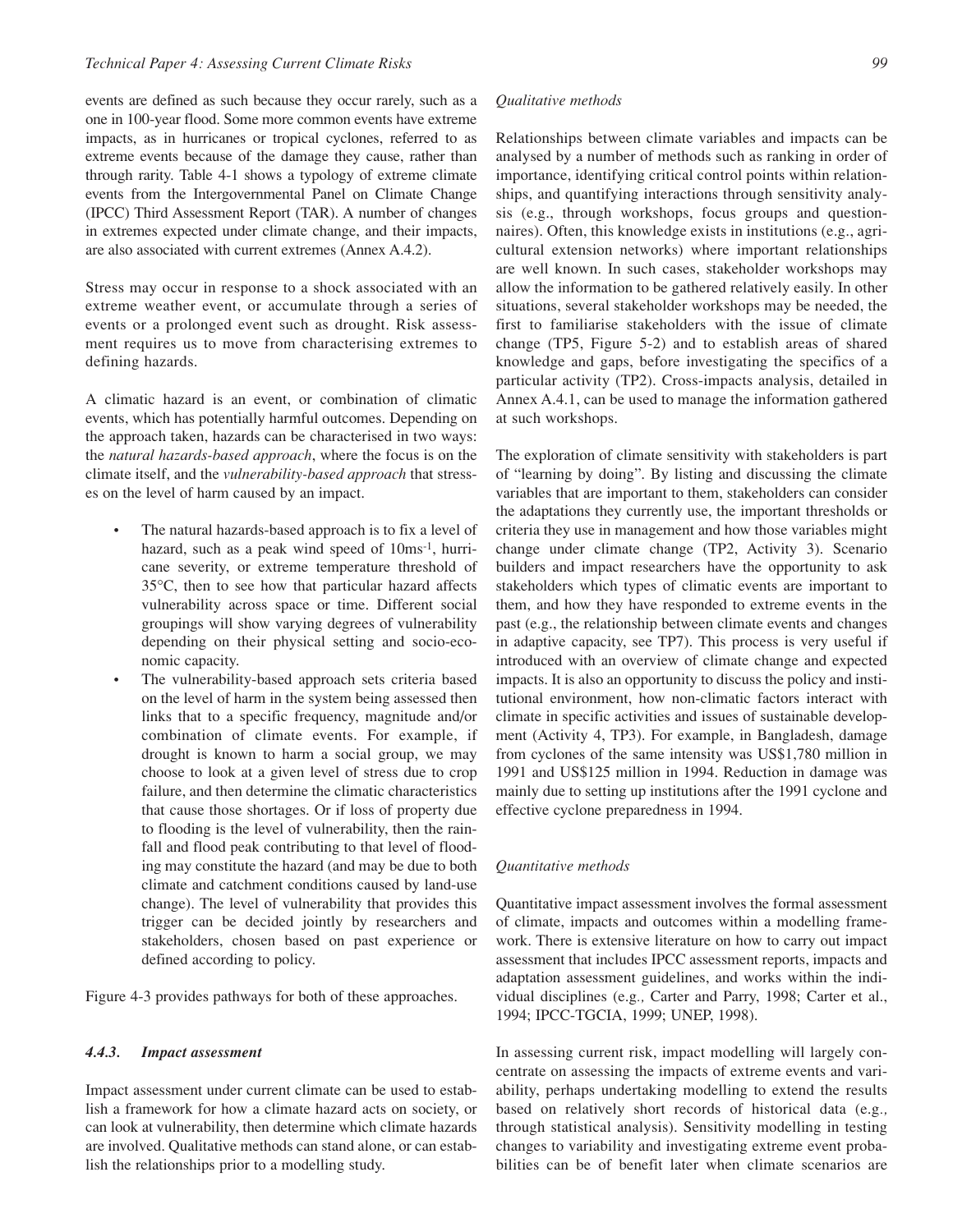events are defined as such because they occur rarely, such as a one in 100-year flood. Some more common events have extreme impacts, as in hurricanes or tropical cyclones, referred to as extreme events because of the damage they cause, rather than through rarity. Table 4-1 shows a typology of extreme climate events from the Intergovernmental Panel on Climate Change (IPCC) Third Assessment Report (TAR). A number of changes in extremes expected under climate change, and their impacts, are also associated with current extremes (Annex A.4.2).

Stress may occur in response to a shock associated with an extreme weather event, or accumulate through a series of events or a prolonged event such as drought. Risk assessment requires us to move from characterising extremes to defining hazards.

A climatic hazard is an event, or combination of climatic events, which has potentially harmful outcomes. Depending on the approach taken, hazards can be characterised in two ways: the *natural hazards-based approach*, where the focus is on the climate itself, and the *vulnerability-based approach* that stresses on the level of harm caused by an impact.

- The natural hazards-based approach is to fix a level of hazard, such as a peak wind speed of $10 ms^{-1}$, hurricane severity, or extreme temperature threshold of 35°C, then to see how that particular hazard affects vulnerability across space or time. Different social groupings will show varying degrees of vulnerability depending on their physical setting and socio-economic capacity.
- The vulnerability-based approach sets criteria based on the level of harm in the system being assessed then links that to a specific frequency, magnitude and/or combination of climate events. For example, if drought is known to harm a social group, we may choose to look at a given level of stress due to crop failure, and then determine the climatic characteristics that cause those shortages. Or if loss of property due to flooding is the level of vulnerability, then the rainfall and flood peak contributing to that level of flooding may constitute the hazard (and may be due to both climate and catchment conditions caused by land-use change). The level of vulnerability that provides this trigger can be decided jointly by researchers and stakeholders, chosen based on past experience or defined according to policy.

Figure 4-3 provides pathways for both of these approaches.

### *4.4.3. Impact assessment*

Impact assessment under current climate can be used to establish a framework for how a climate hazard acts on society, or can look at vulnerability, then determine which climate hazards are involved. Qualitative methods can stand alone, or can establish the relationships prior to a modelling study.

*Qualitative methods*

Relationships between climate variables and impacts can be analysed by a number of methods such as ranking in order of importance, identifying critical control points within relationships, and quantifying interactions through sensitivity analysis (e.g., through workshops, focus groups and questionnaires). Often, this knowledge exists in institutions (e.g., agricultural extension networks) where important relationships are well known. In such cases, stakeholder workshops may allow the information to be gathered relatively easily. In other situations, several stakeholder workshops may be needed, the first to familiarise stakeholders with the issue of climate change (TP5, Figure 5-2) and to establish areas of shared knowledge and gaps, before investigating the specifics of a particular activity (TP2). Cross-impacts analysis, detailed in Annex A.4.1, can be used to manage the information gathered at such workshops.

The exploration of climate sensitivity with stakeholders is part of "learning by doing". By listing and discussing the climate variables that are important to them, stakeholders can consider the adaptations they currently use, the important thresholds or criteria they use in management and how those variables might change under climate change (TP2, Activity 3). Scenario builders and impact researchers have the opportunity to ask stakeholders which types of climatic events are important to them, and how they have responded to extreme events in the past (e.g., the relationship between climate events and changes in adaptive capacity, see TP7). This process is very useful if introduced with an overview of climate change and expected impacts. It is also an opportunity to discuss the policy and institutional environment, how non-climatic factors interact with climate in specific activities and issues of sustainable development (Activity 4, TP3). For example, in Bangladesh, damage from cyclones of the same intensity was US$1,780 million in 1991 and US$125 million in 1994. Reduction in damage was mainly due to setting up institutions after the 1991 cyclone and effective cyclone preparedness in 1994.

*Quantitative methods*

Quantitative impact assessment involves the formal assessment of climate, impacts and outcomes within a modelling framework. There is extensive literature on how to carry out impact assessment that includes IPCC assessment reports, impacts and adaptation assessment guidelines, and works within the individual disciplines (e.g., Carter and Parry, 1998; Carter et al., 1994; IPCC-TGCIA, 1999; UNEP, 1998).

In assessing current risk, impact modelling will largely concentrate on assessing the impacts of extreme events and variability, perhaps undertaking modelling to extend the results based on relatively short records of historical data (e.g., through statistical analysis). Sensitivity modelling in testing changes to variability and investigating extreme event probabilities can be of benefit later when climate scenarios are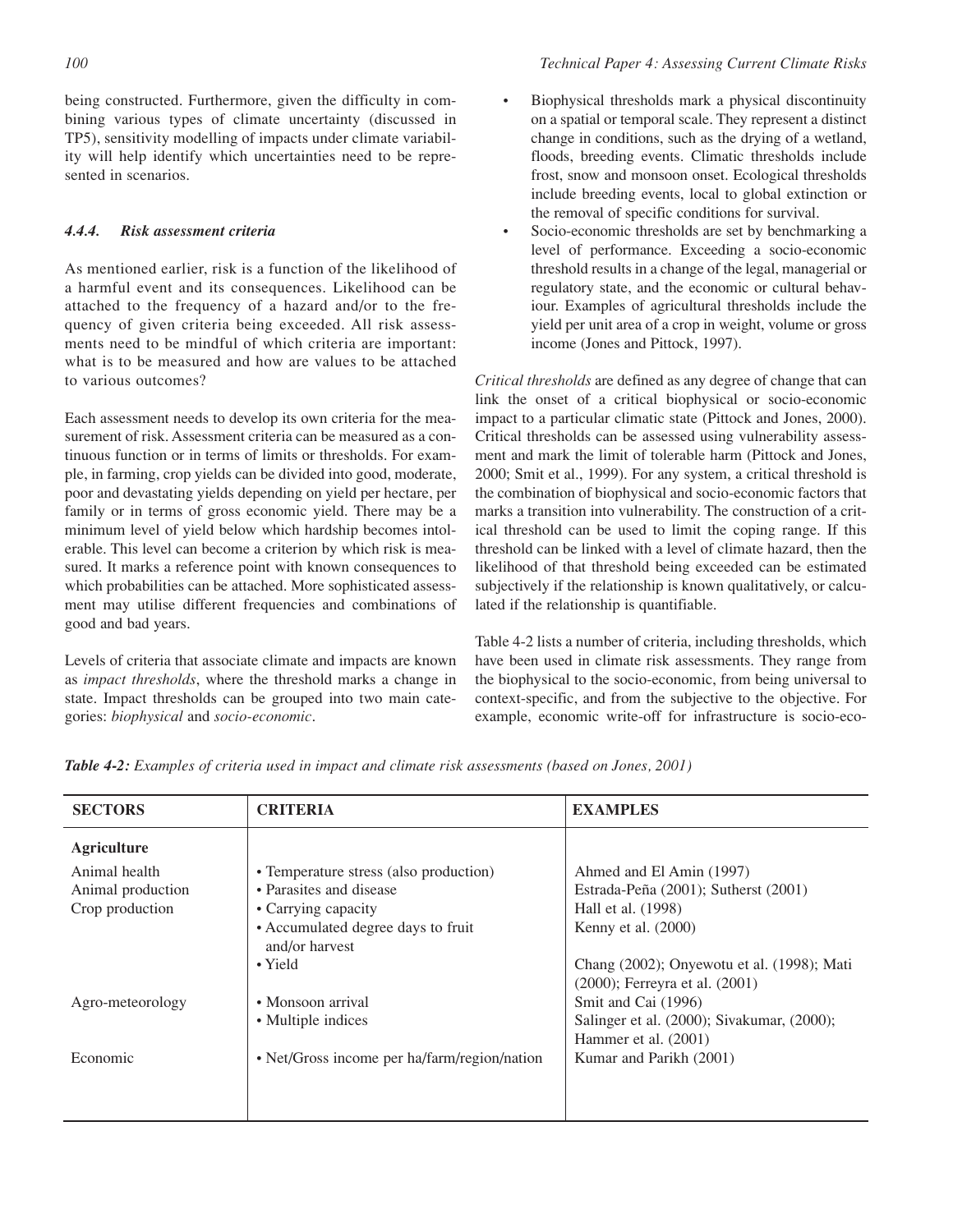being constructed. Furthermore, given the difficulty in combining various types of climate uncertainty (discussed in TP5), sensitivity modelling of impacts under climate variability will help identify which uncertainties need to be represented in scenarios.

#### *4.4.4. Risk assessment criteria*

As mentioned earlier, risk is a function of the likelihood of a harmful event and its consequences. Likelihood can be attached to the frequency of a hazard and/or to the frequency of given criteria being exceeded. All risk assessments need to be mindful of which criteria are important: what is to be measured and how are values to be attached to various outcomes?

Each assessment needs to develop its own criteria for the measurement of risk. Assessment criteria can be measured as a continuous function or in terms of limits or thresholds. For example, in farming, crop yields can be divided into good, moderate, poor and devastating yields depending on yield per hectare, per family or in terms of gross economic yield. There may be a minimum level of yield below which hardship becomes intolerable. This level can become a criterion by which risk is measured. It marks a reference point with known consequences to which probabilities can be attached. More sophisticated assessment may utilise different frequencies and combinations of good and bad years.

Levels of criteria that associate climate and impacts are known as *impact thresholds*, where the threshold marks a change in state. Impact thresholds can be grouped into two main categories: *biophysical* and *socio-economic*.

- Biophysical thresholds mark a physical discontinuity on a spatial or temporal scale. They represent a distinct change in conditions, such as the drying of a wetland, floods, breeding events. Climatic thresholds include frost, snow and monsoon onset. Ecological thresholds include breeding events, local to global extinction or the removal of specific conditions for survival.
- Socio-economic thresholds are set by benchmarking a level of performance. Exceeding a socio-economic threshold results in a change of the legal, managerial or regulatory state, and the economic or cultural behaviour. Examples of agricultural thresholds include the yield per unit area of a crop in weight, volume or gross income (Jones and Pittock, 1997).

*Critical thresholds* are defined as any degree of change that can link the onset of a critical biophysical or socio-economic impact to a particular climatic state (Pittock and Jones, 2000). Critical thresholds can be assessed using vulnerability assessment and mark the limit of tolerable harm (Pittock and Jones, 2000; Smit et al., 1999). For any system, a critical threshold is the combination of biophysical and socio-economic factors that marks a transition into vulnerability. The construction of a critical threshold can be used to limit the coping range. If this threshold can be linked with a level of climate hazard, then the likelihood of that threshold being exceeded can be estimated subjectively if the relationship is known qualitatively, or calculated if the relationship is quantifiable.

Table 4-2 lists a number of criteria, including thresholds, which have been used in climate risk assessments. They range from the biophysical to the socio-economic, from being universal to context-specific, and from the subjective to the objective. For example, economic write-off for infrastructure is socio-eco-

***Table 4-2:*** *Examples of criteria used in impact and climate risk assessments (based on Jones, 2001)*

| SECTORS | CRITERIA | EXAMPLES |
|---|---|---|
| **Agriculture** | | |
| Animal health | • Temperature stress (also production) | Ahmed and El Amin (1997) |
| Animal production | • Parasites and disease | Estrada-Peña (2001); Sutherst (2001) |
| Crop production | • Carrying capacity | Hall et al. (1998) |
| | • Accumulated degree days to fruit and/or harvest | Kenny et al. (2000) |
| | • Yield | Chang (2002); Onyewotu et al. (1998); Mati (2000); Ferreyra et al. (2001) |
| Agro-meteorology | • Monsoon arrival | Smit and Cai (1996) |
| | • Multiple indices | Salinger et al. (2000); Sivakumar, (2000); Hammer et al. (2001) |
| Economic | • Net/Gross income per ha/farm/region/nation | Kumar and Parikh (2001) |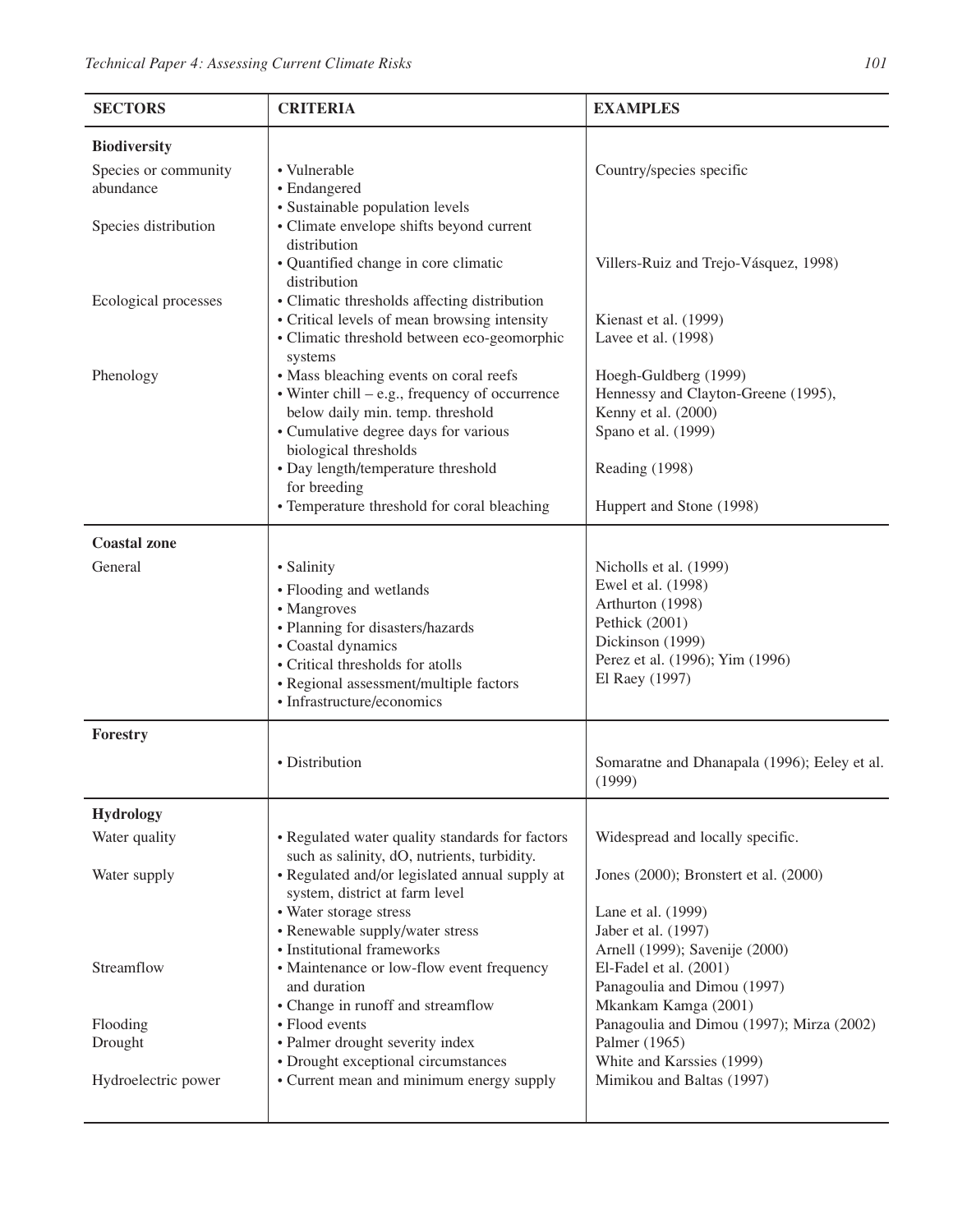| SECTORS | CRITERIA | EXAMPLES |
|---|---|---|
| **Biodiversity** | | |
| Species or community abundance | • Vulnerable<br>• Endangered<br>• Sustainable population levels | Country/species specific |
| Species distribution | • Climate envelope shifts beyond current distribution<br>• Quantified change in core climatic distribution | <br>Villers-Ruiz and Trejo-Vásquez, 1998) |
| Ecological processes | • Climatic thresholds affecting distribution<br>• Critical levels of mean browsing intensity<br>• Climatic threshold between eco-geomorphic systems | <br>Kienast et al. (1999)<br>Lavee et al. (1998) |
| Phenology | • Mass bleaching events on coral reefs<br>• Winter chill – e.g., frequency of occurrence below daily min. temp. threshold<br>• Cumulative degree days for various biological thresholds<br>• Day length/temperature threshold for breeding<br>• Temperature threshold for coral bleaching | Hoegh-Guldberg (1999)<br>Hennessy and Clayton-Greene (1995), Kenny et al. (2000)<br>Spano et al. (1999)<br>Reading (1998)<br>Huppert and Stone (1998) |
| **Coastal zone** | | |
| General | • Salinity<br>• Flooding and wetlands<br>• Mangroves<br>• Planning for disasters/hazards<br>• Coastal dynamics<br>• Critical thresholds for atolls<br>• Regional assessment/multiple factors<br>• Infrastructure/economics | Nicholls et al. (1999)<br>Ewel et al. (1998)<br>Arthurton (1998)<br>Pethick (2001)<br>Dickinson (1999)<br>Perez et al. (1996); Yim (1996)<br>El Raey (1997) |
| **Forestry** | | |
| | • Distribution | Somaratne and Dhanapala (1996); Eeley et al. (1999) |
| **Hydrology** | | |
| Water quality | • Regulated water quality standards for factors such as salinity, dO, nutrients, turbidity. | Widespread and locally specific. |
| Water supply | • Regulated and/or legislated annual supply at system, district at farm level<br>• Water storage stress<br>• Renewable supply/water stress<br>• Institutional frameworks | Jones (2000); Bronstert et al. (2000)<br>Lane et al. (1999)<br>Jaber et al. (1997)<br>Arnell (1999); Savenije (2000) |
| Streamflow | • Maintenance or low-flow event frequency and duration<br>• Change in runoff and streamflow | El-Fadel et al. (2001)<br>Panagoulia and Dimou (1997)<br>Mkankam Kamga (2001) |
| Flooding | • Flood events | Panagoulia and Dimou (1997); Mirza (2002) |
| Drought | • Palmer drought severity index<br>• Drought exceptional circumstances | Palmer (1965)<br>White and Karssies (1999) |
| Hydroelectric power | • Current mean and minimum energy supply | Mimikou and Baltas (1997) |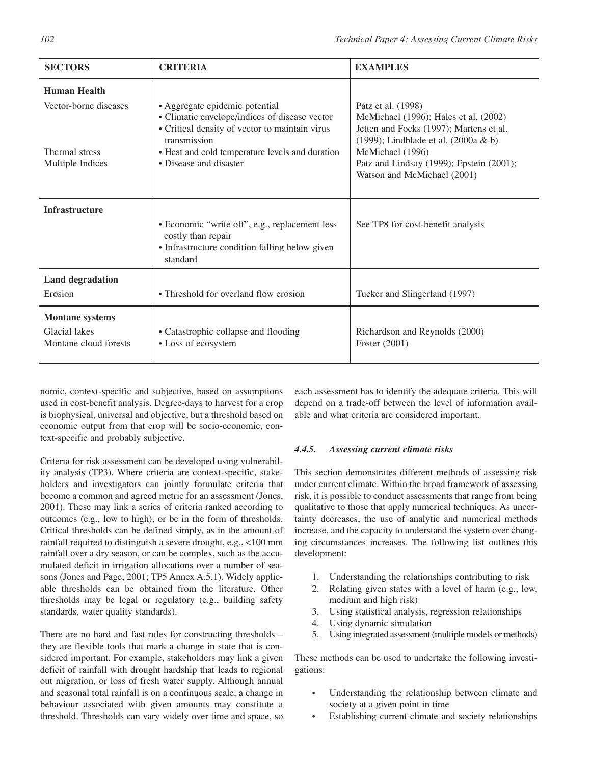| SECTORS | CRITERIA | EXAMPLES |
|---|---|---|
| **Human Health** | | |
| Vector-borne diseases | • Aggregate epidemic potential | Patz et al. (1998) |
| | • Climatic envelope/indices of disease vector | McMichael (1996); Hales et al. (2002) |
| | • Critical density of vector to maintain virus transmission | Jetten and Focks (1997); Martens et al. (1999); Lindblade et al. (2000a & b) |
| Thermal stress | • Heat and cold temperature levels and duration | McMichael (1996) |
| Multiple Indices | • Disease and disaster | Patz and Lindsay (1999); Epstein (2001); Watson and McMichael (2001) |
| **Infrastructure** | • Economic "write off", e.g., replacement less costly than repair<br>• Infrastructure condition falling below given standard | See TP8 for cost-benefit analysis |
| **Land degradation** | | |
| Erosion | • Threshold for overland flow erosion | Tucker and Slingerland (1997) |
| **Montane systems** | | |
| Glacial lakes | • Catastrophic collapse and flooding | Richardson and Reynolds (2000) |
| Montane cloud forests | • Loss of ecosystem | Foster (2001) |

nomic, context-specific and subjective, based on assumptions used in cost-benefit analysis. Degree-days to harvest for a crop is biophysical, universal and objective, but a threshold based on economic output from that crop will be socio-economic, context-specific and probably subjective.

Criteria for risk assessment can be developed using vulnerability analysis (TP3). Where criteria are context-specific, stakeholders and investigators can jointly formulate criteria that become a common and agreed metric for an assessment (Jones, 2001). These may link a series of criteria ranked according to outcomes (e.g., low to high), or be in the form of thresholds. Critical thresholds can be defined simply, as in the amount of rainfall required to distinguish a severe drought, e.g., <100 mm rainfall over a dry season, or can be complex, such as the accumulated deficit in irrigation allocations over a number of seasons (Jones and Page, 2001; TP5 Annex A.5.1). Widely applicable thresholds can be obtained from the literature. Other thresholds may be legal or regulatory (e.g., building safety standards, water quality standards).

There are no hard and fast rules for constructing thresholds – they are flexible tools that mark a change in state that is considered important. For example, stakeholders may link a given deficit of rainfall with drought hardship that leads to regional out migration, or loss of fresh water supply. Although annual and seasonal total rainfall is on a continuous scale, a change in behaviour associated with given amounts may constitute a threshold. Thresholds can vary widely over time and space, so each assessment has to identify the adequate criteria. This will depend on a trade-off between the level of information available and what criteria are considered important.

#### *4.4.5. Assessing current climate risks*

This section demonstrates different methods of assessing risk under current climate. Within the broad framework of assessing risk, it is possible to conduct assessments that range from being qualitative to those that apply numerical techniques. As uncertainty decreases, the use of analytic and numerical methods increase, and the capacity to understand the system over changing circumstances increases. The following list outlines this development:

1. Understanding the relationships contributing to risk
2. Relating given states with a level of harm (e.g., low, medium and high risk)
3. Using statistical analysis, regression relationships
4. Using dynamic simulation
5. Using integrated assessment (multiple models or methods)

These methods can be used to undertake the following investigations:

- Understanding the relationship between climate and society at a given point in time
- Establishing current climate and society relationships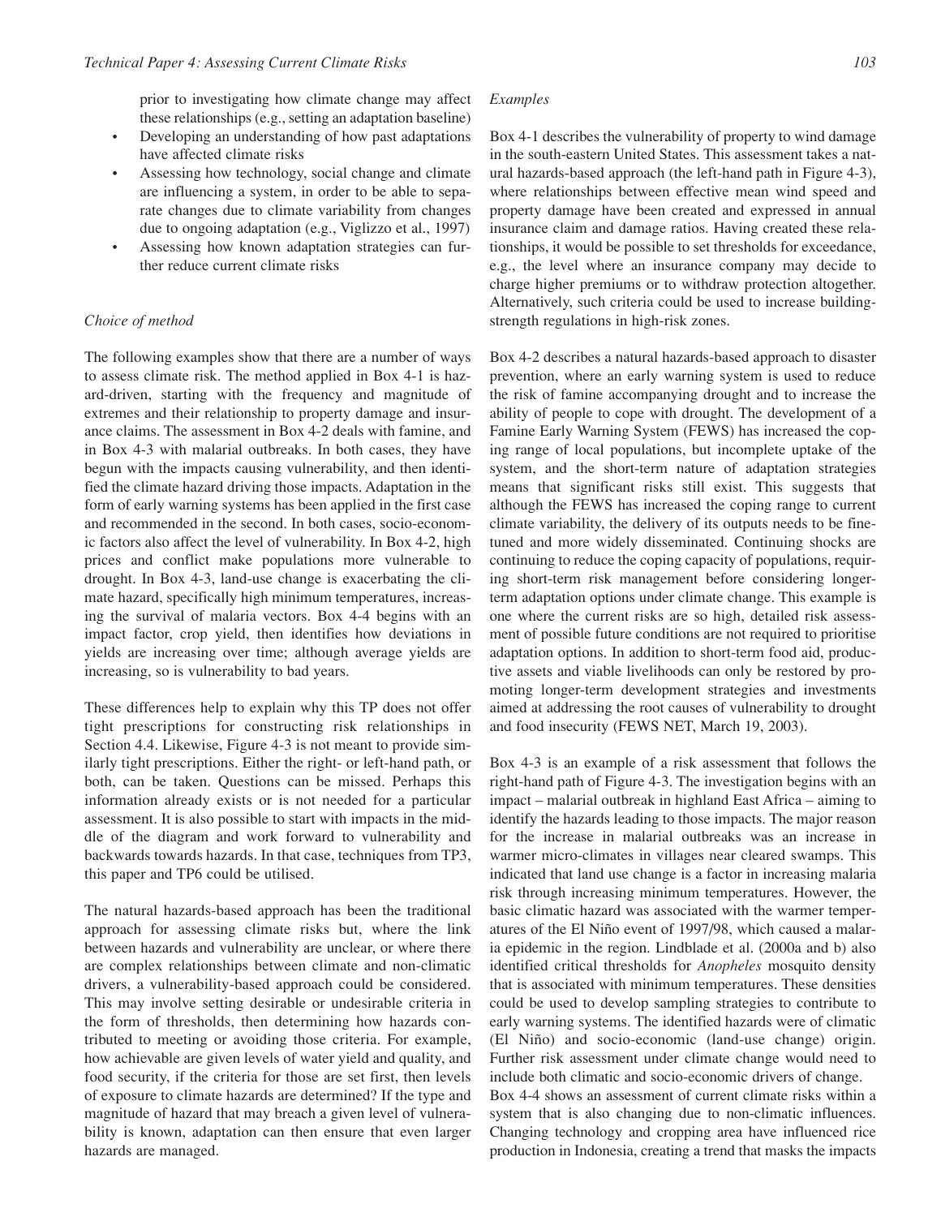prior to investigating how climate change may affect these relationships (e.g., setting an adaptation baseline)

- Developing an understanding of how past adaptations have affected climate risks
- Assessing how technology, social change and climate are influencing a system, in order to be able to separate changes due to climate variability from changes due to ongoing adaptation (e.g., Viglizzo et al., 1997)
- Assessing how known adaptation strategies can further reduce current climate risks

*Choice of method*

The following examples show that there are a number of ways to assess climate risk. The method applied in Box 4-1 is hazard-driven, starting with the frequency and magnitude of extremes and their relationship to property damage and insurance claims. The assessment in Box 4-2 deals with famine, and in Box 4-3 with malarial outbreaks. In both cases, they have begun with the impacts causing vulnerability, and then identified the climate hazard driving those impacts. Adaptation in the form of early warning systems has been applied in the first case and recommended in the second. In both cases, socio-economic factors also affect the level of vulnerability. In Box 4-2, high prices and conflict make populations more vulnerable to drought. In Box 4-3, land-use change is exacerbating the climate hazard, specifically high minimum temperatures, increasing the survival of malaria vectors. Box 4-4 begins with an impact factor, crop yield, then identifies how deviations in yields are increasing over time; although average yields are increasing, so is vulnerability to bad years.

These differences help to explain why this TP does not offer tight prescriptions for constructing risk relationships in Section 4.4. Likewise, Figure 4-3 is not meant to provide similarly tight prescriptions. Either the right- or left-hand path, or both, can be taken. Questions can be missed. Perhaps this information already exists or is not needed for a particular assessment. It is also possible to start with impacts in the middle of the diagram and work forward to vulnerability and backwards towards hazards. In that case, techniques from TP3, this paper and TP6 could be utilised.

The natural hazards-based approach has been the traditional approach for assessing climate risks but, where the link between hazards and vulnerability are unclear, or where there are complex relationships between climate and non-climatic drivers, a vulnerability-based approach could be considered. This may involve setting desirable or undesirable criteria in the form of thresholds, then determining how hazards contributed to meeting or avoiding those criteria. For example, how achievable are given levels of water yield and quality, and food security, if the criteria for those are set first, then levels of exposure to climate hazards are determined? If the type and magnitude of hazard that may breach a given level of vulnerability is known, adaptation can then ensure that even larger hazards are managed.

*Examples*

Box 4-1 describes the vulnerability of property to wind damage in the south-eastern United States. This assessment takes a natural hazards-based approach (the left-hand path in Figure 4-3), where relationships between effective mean wind speed and property damage have been created and expressed in annual insurance claim and damage ratios. Having created these relationships, it would be possible to set thresholds for exceedance, e.g., the level where an insurance company may decide to charge higher premiums or to withdraw protection altogether. Alternatively, such criteria could be used to increase building-strength regulations in high-risk zones.

Box 4-2 describes a natural hazards-based approach to disaster prevention, where an early warning system is used to reduce the risk of famine accompanying drought and to increase the ability of people to cope with drought. The development of a Famine Early Warning System (FEWS) has increased the coping range of local populations, but incomplete uptake of the system, and the short-term nature of adaptation strategies means that significant risks still exist. This suggests that although the FEWS has increased the coping range to current climate variability, the delivery of its outputs needs to be fine-tuned and more widely disseminated. Continuing shocks are continuing to reduce the coping capacity of populations, requiring short-term risk management before considering longer-term adaptation options under climate change. This example is one where the current risks are so high, detailed risk assessment of possible future conditions are not required to prioritise adaptation options. In addition to short-term food aid, productive assets and viable livelihoods can only be restored by promoting longer-term development strategies and investments aimed at addressing the root causes of vulnerability to drought and food insecurity (FEWS NET, March 19, 2003).

Box 4-3 is an example of a risk assessment that follows the right-hand path of Figure 4-3. The investigation begins with an impact – malarial outbreak in highland East Africa – aiming to identify the hazards leading to those impacts. The major reason for the increase in malarial outbreaks was an increase in warmer micro-climates in villages near cleared swamps. This indicated that land use change is a factor in increasing malaria risk through increasing minimum temperatures. However, the basic climatic hazard was associated with the warmer temperatures of the El Niño event of 1997/98, which caused a malaria epidemic in the region. Lindblade et al. (2000a and b) also identified critical thresholds for *Anopheles* mosquito density that is associated with minimum temperatures. These densities could be used to develop sampling strategies to contribute to early warning systems. The identified hazards were of climatic (El Niño) and socio-economic (land-use change) origin. Further risk assessment under climate change would need to include both climatic and socio-economic drivers of change.

Box 4-4 shows an assessment of current climate risks within a system that is also changing due to non-climatic influences. Changing technology and cropping area have influenced rice production in Indonesia, creating a trend that masks the impacts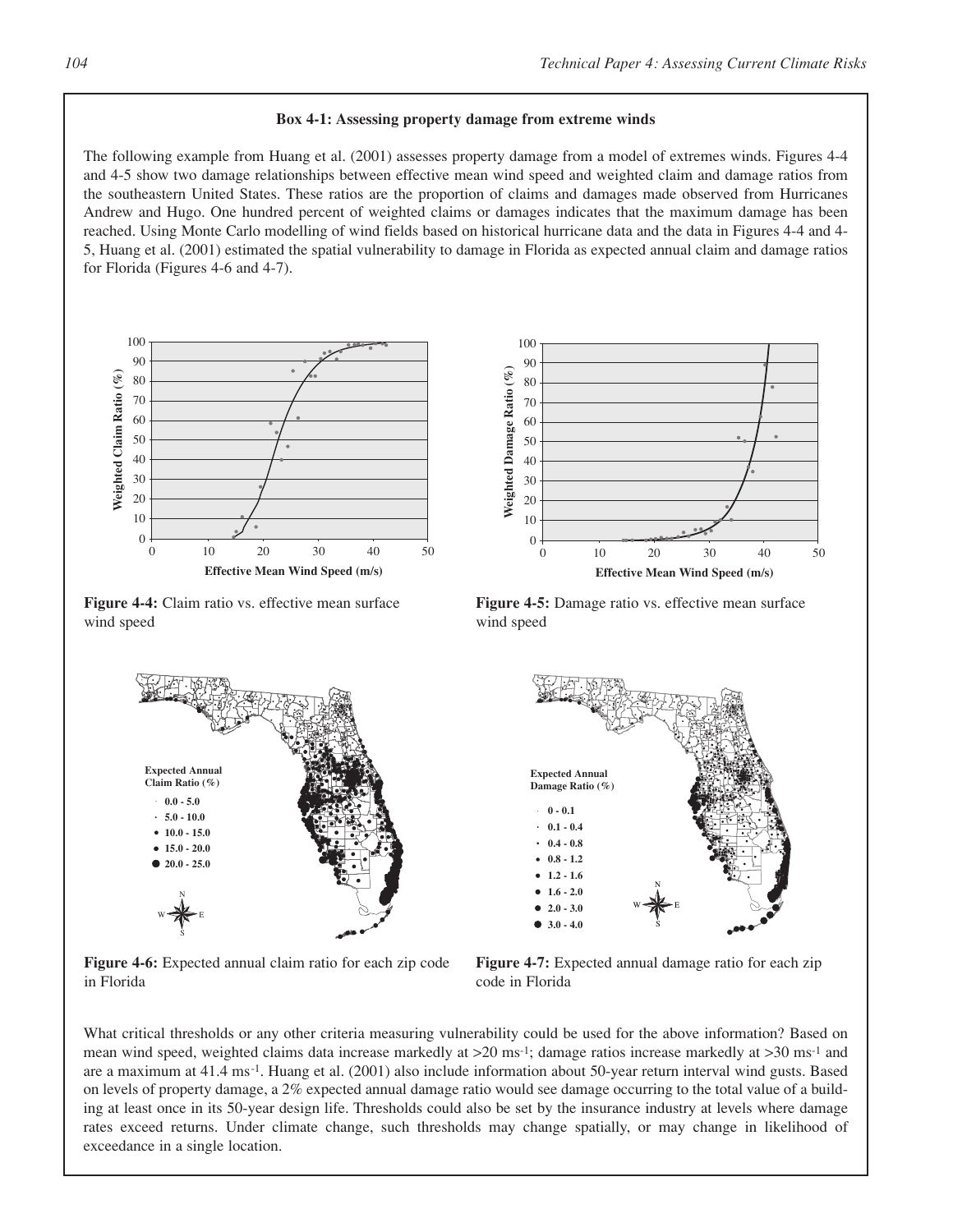### Box 4-1: Assessing property damage from extreme winds

The following example from Huang et al. (2001) assesses property damage from a model of extremes winds. Figures 4-4 and 4-5 show two damage relationships between effective mean wind speed and weighted claim and damage ratios from the southeastern United States. These ratios are the proportion of claims and damages made observed from Hurricanes Andrew and Hugo. One hundred percent of weighted claims or damages indicates that the maximum damage has been reached. Using Monte Carlo modelling of wind fields based on historical hurricane data and the data in Figures 4-4 and 4-5, Huang et al. (2001) estimated the spatial vulnerability to damage in Florida as expected annual claim and damage ratios for Florida (Figures 4-6 and 4-7).

**Figure 4-4:** Claim ratio vs. effective mean surface wind speed

**Figure 4-5:** Damage ratio vs. effective mean surface wind speed

**Figure 4-6:** Expected annual claim ratio for each zip code in Florida

**Figure 4-7:** Expected annual damage ratio for each zip code in Florida

What critical thresholds or any other criteria measuring vulnerability could be used for the above information? Based on mean wind speed, weighted claims data increase markedly at >20 $ms^{-1}$; damage ratios increase markedly at >30 $ms^{-1}$ and are a maximum at 41.4 $ms^{-1}$. Huang et al. (2001) also include information about 50-year return interval wind gusts. Based on levels of property damage, a 2% expected annual damage ratio would see damage occurring to the total value of a building at least once in its 50-year design life. Thresholds could also be set by the insurance industry at levels where damage rates exceed returns. Under climate change, such thresholds may change spatially, or may change in likelihood of exceedance in a single location.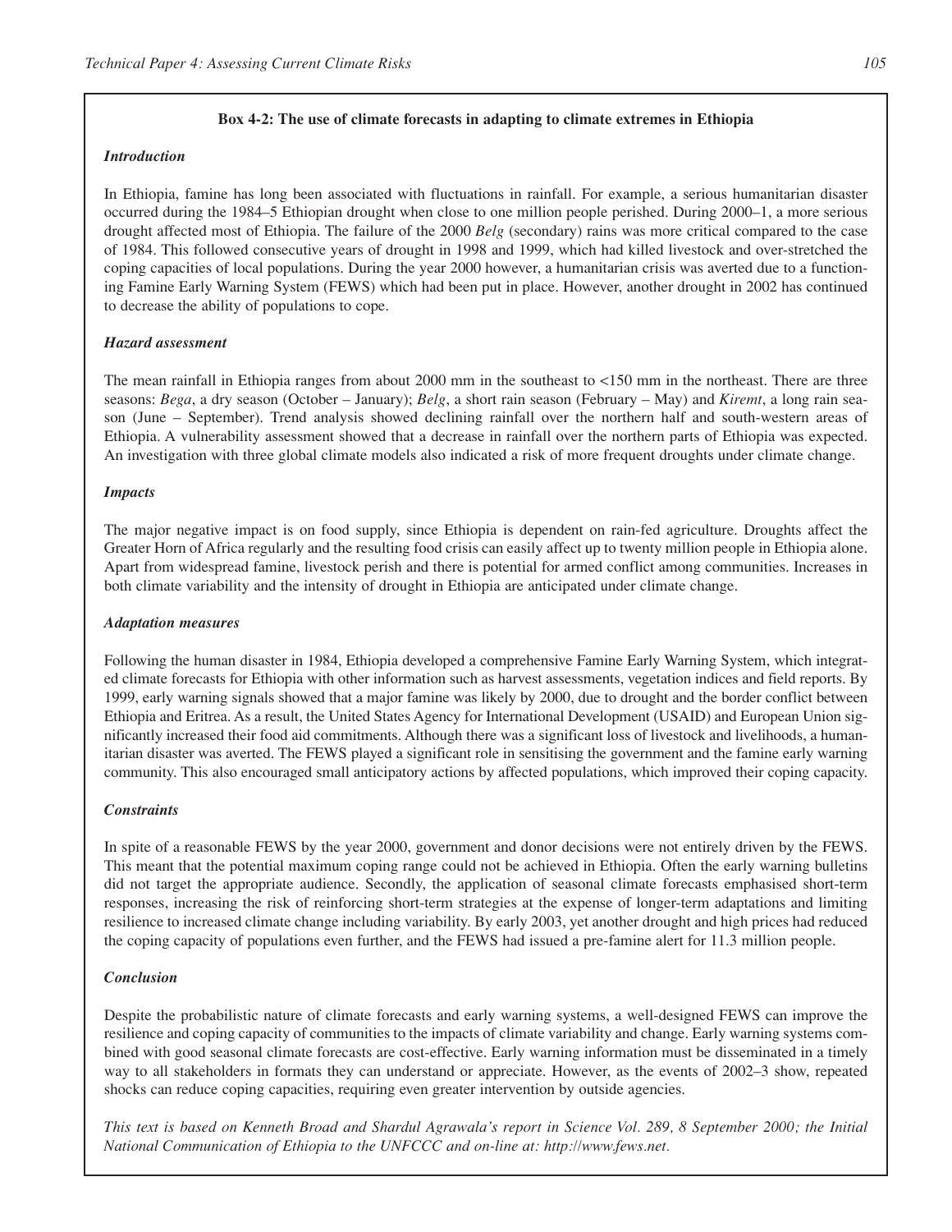**Box 4-2: The use of climate forecasts in adapting to climate extremes in Ethiopia**

***Introduction***

In Ethiopia, famine has long been associated with fluctuations in rainfall. For example, a serious humanitarian disaster occurred during the 1984–5 Ethiopian drought when close to one million people perished. During 2000–1, a more serious drought affected most of Ethiopia. The failure of the 2000 *Belg* (secondary) rains was more critical compared to the case of 1984. This followed consecutive years of drought in 1998 and 1999, which had killed livestock and over-stretched the coping capacities of local populations. During the year 2000 however, a humanitarian crisis was averted due to a functioning Famine Early Warning System (FEWS) which had been put in place. However, another drought in 2002 has continued to decrease the ability of populations to cope.

***Hazard assessment***

The mean rainfall in Ethiopia ranges from about 2000 mm in the southeast to <150 mm in the northeast. There are three seasons: *Bega*, a dry season (October – January); *Belg*, a short rain season (February – May) and *Kiremt*, a long rain season (June – September). Trend analysis showed declining rainfall over the northern half and south-western areas of Ethiopia. A vulnerability assessment showed that a decrease in rainfall over the northern parts of Ethiopia was expected. An investigation with three global climate models also indicated a risk of more frequent droughts under climate change.

***Impacts***

The major negative impact is on food supply, since Ethiopia is dependent on rain-fed agriculture. Droughts affect the Greater Horn of Africa regularly and the resulting food crisis can easily affect up to twenty million people in Ethiopia alone. Apart from widespread famine, livestock perish and there is potential for armed conflict among communities. Increases in both climate variability and the intensity of drought in Ethiopia are anticipated under climate change.

***Adaptation measures***

Following the human disaster in 1984, Ethiopia developed a comprehensive Famine Early Warning System, which integrated climate forecasts for Ethiopia with other information such as harvest assessments, vegetation indices and field reports. By 1999, early warning signals showed that a major famine was likely by 2000, due to drought and the border conflict between Ethiopia and Eritrea. As a result, the United States Agency for International Development (USAID) and European Union significantly increased their food aid commitments. Although there was a significant loss of livestock and livelihoods, a humanitarian disaster was averted. The FEWS played a significant role in sensitising the government and the famine early warning community. This also encouraged small anticipatory actions by affected populations, which improved their coping capacity.

***Constraints***

In spite of a reasonable FEWS by the year 2000, government and donor decisions were not entirely driven by the FEWS. This meant that the potential maximum coping range could not be achieved in Ethiopia. Often the early warning bulletins did not target the appropriate audience. Secondly, the application of seasonal climate forecasts emphasised short-term responses, increasing the risk of reinforcing short-term strategies at the expense of longer-term adaptations and limiting resilience to increased climate change including variability. By early 2003, yet another drought and high prices had reduced the coping capacity of populations even further, and the FEWS had issued a pre-famine alert for 11.3 million people.

***Conclusion***

Despite the probabilistic nature of climate forecasts and early warning systems, a well-designed FEWS can improve the resilience and coping capacity of communities to the impacts of climate variability and change. Early warning systems combined with good seasonal climate forecasts are cost-effective. Early warning information must be disseminated in a timely way to all stakeholders in formats they can understand or appreciate. However, as the events of 2002–3 show, repeated shocks can reduce coping capacities, requiring even greater intervention by outside agencies.

*This text is based on Kenneth Broad and Shardul Agrawala's report in Science Vol. 289, 8 September 2000; the Initial National Communication of Ethiopia to the UNFCCC and on-line at: http://www.fews.net.*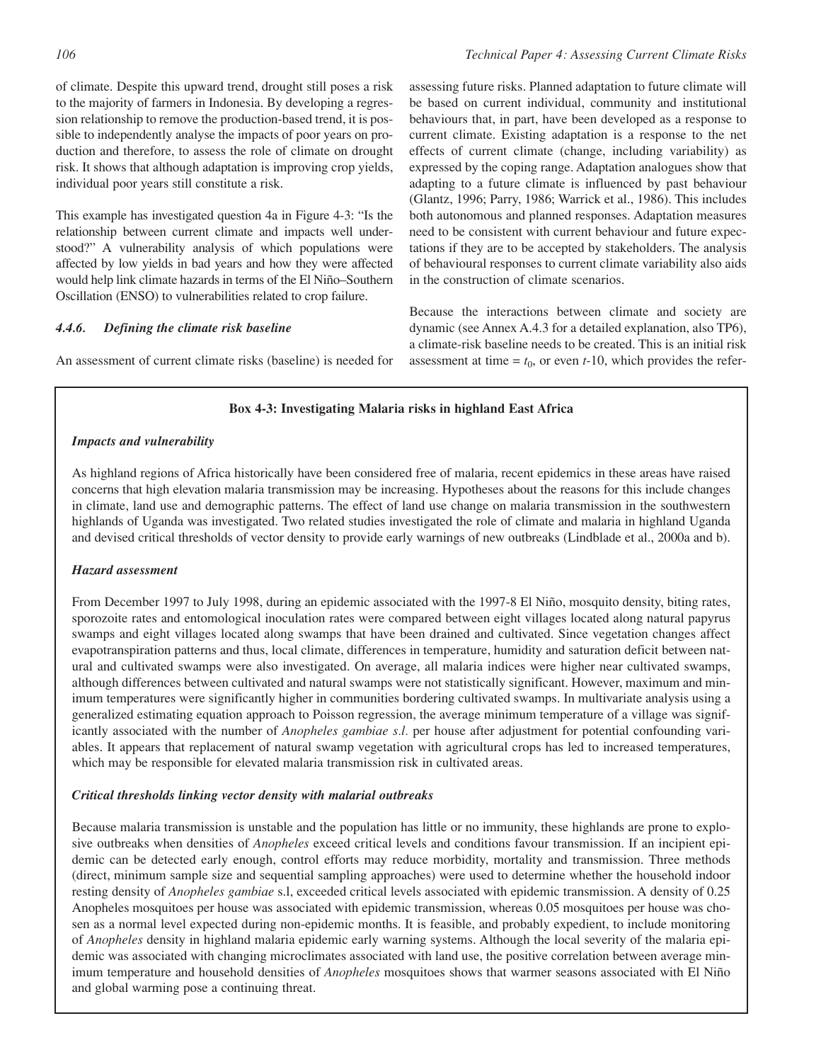of climate. Despite this upward trend, drought still poses a risk to the majority of farmers in Indonesia. By developing a regression relationship to remove the production-based trend, it is possible to independently analyse the impacts of poor years on production and therefore, to assess the role of climate on drought risk. It shows that although adaptation is improving crop yields, individual poor years still constitute a risk.

This example has investigated question 4a in Figure 4-3: "Is the relationship between current climate and impacts well understood?" A vulnerability analysis of which populations were affected by low yields in bad years and how they were affected would help link climate hazards in terms of the El Niño–Southern Oscillation (ENSO) to vulnerabilities related to crop failure.

### *4.4.6. Defining the climate risk baseline*

An assessment of current climate risks (baseline) is needed for assessing future risks. Planned adaptation to future climate will be based on current individual, community and institutional behaviours that, in part, have been developed as a response to current climate. Existing adaptation is a response to the net effects of current climate (change, including variability) as expressed by the coping range. Adaptation analogues show that adapting to a future climate is influenced by past behaviour (Glantz, 1996; Parry, 1986; Warrick et al., 1986). This includes both autonomous and planned responses. Adaptation measures need to be consistent with current behaviour and future expectations if they are to be accepted by stakeholders. The analysis of behavioural responses to current climate variability also aids in the construction of climate scenarios.

Because the interactions between climate and society are dynamic (see Annex A.4.3 for a detailed explanation, also TP6), a climate-risk baseline needs to be created. This is an initial risk assessment at time = $t_0$, or even $t$-10, which provides the refer-

---

**Box 4-3: Investigating Malaria risks in highland East Africa**

***Impacts and vulnerability***

As highland regions of Africa historically have been considered free of malaria, recent epidemics in these areas have raised concerns that high elevation malaria transmission may be increasing. Hypotheses about the reasons for this include changes in climate, land use and demographic patterns. The effect of land use change on malaria transmission in the southwestern highlands of Uganda was investigated. Two related studies investigated the role of climate and malaria in highland Uganda and devised critical thresholds of vector density to provide early warnings of new outbreaks (Lindblade et al., 2000a and b).

***Hazard assessment***

From December 1997 to July 1998, during an epidemic associated with the 1997-8 El Niño, mosquito density, biting rates, sporozoite rates and entomological inoculation rates were compared between eight villages located along natural papyrus swamps and eight villages located along swamps that have been drained and cultivated. Since vegetation changes affect evapotranspiration patterns and thus, local climate, differences in temperature, humidity and saturation deficit between natural and cultivated swamps were also investigated. On average, all malaria indices were higher near cultivated swamps, although differences between cultivated and natural swamps were not statistically significant. However, maximum and minimum temperatures were significantly higher in communities bordering cultivated swamps. In multivariate analysis using a generalized estimating equation approach to Poisson regression, the average minimum temperature of a village was significantly associated with the number of *Anopheles gambiae s.l.* per house after adjustment for potential confounding variables. It appears that replacement of natural swamp vegetation with agricultural crops has led to increased temperatures, which may be responsible for elevated malaria transmission risk in cultivated areas.

***Critical thresholds linking vector density with malarial outbreaks***

Because malaria transmission is unstable and the population has little or no immunity, these highlands are prone to explosive outbreaks when densities of *Anopheles* exceed critical levels and conditions favour transmission. If an incipient epidemic can be detected early enough, control efforts may reduce morbidity, mortality and transmission. Three methods (direct, minimum sample size and sequential sampling approaches) were used to determine whether the household indoor resting density of *Anopheles gambiae* s.l, exceeded critical levels associated with epidemic transmission. A density of 0.25 Anopheles mosquitoes per house was associated with epidemic transmission, whereas 0.05 mosquitoes per house was chosen as a normal level expected during non-epidemic months. It is feasible, and probably expedient, to include monitoring of *Anopheles* density in highland malaria epidemic early warning systems. Although the local severity of the malaria epidemic was associated with changing microclimates associated with land use, the positive correlation between average minimum temperature and household densities of *Anopheles* mosquitoes shows that warmer seasons associated with El Niño and global warming pose a continuing threat.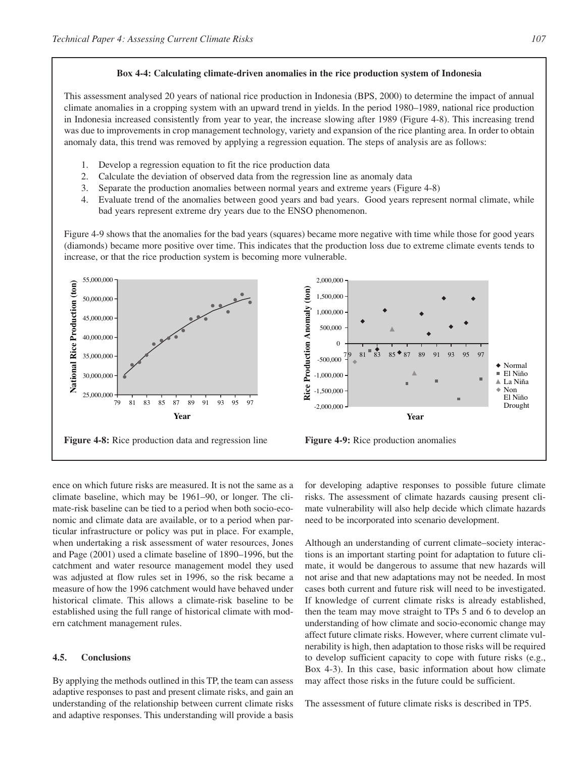**Box 4-4: Calculating climate-driven anomalies in the rice production system of Indonesia**

This assessment analysed 20 years of national rice production in Indonesia (BPS, 2000) to determine the impact of annual climate anomalies in a cropping system with an upward trend in yields. In the period 1980–1989, national rice production in Indonesia increased consistently from year to year, the increase slowing after 1989 (Figure 4-8). This increasing trend was due to improvements in crop management technology, variety and expansion of the rice planting area. In order to obtain anomaly data, this trend was removed by applying a regression equation. The steps of analysis are as follows:

1. Develop a regression equation to fit the rice production data
2. Calculate the deviation of observed data from the regression line as anomaly data
3. Separate the production anomalies between normal years and extreme years (Figure 4-8)
4. Evaluate trend of the anomalies between good years and bad years. Good years represent normal climate, while bad years represent extreme dry years due to the ENSO phenomenon.

Figure 4-9 shows that the anomalies for the bad years (squares) became more negative with time while those for good years (diamonds) became more positive over time. This indicates that the production loss due to extreme climate events tends to increase, or that the rice production system is becoming more vulnerable.

**Figure 4-8:** Rice production data and regression line

**Figure 4-9:** Rice production anomalies

ence on which future risks are measured. It is not the same as a climate baseline, which may be 1961–90, or longer. The climate-risk baseline can be tied to a period when both socio-economic and climate data are available, or to a period when particular infrastructure or policy was put in place. For example, when undertaking a risk assessment of water resources, Jones and Page (2001) used a climate baseline of 1890–1996, but the catchment and water resource management model they used was adjusted at flow rules set in 1996, so the risk became a measure of how the 1996 catchment would have behaved under historical climate. This allows a climate-risk baseline to be established using the full range of historical climate with modern catchment management rules.

## 4.5. Conclusions

By applying the methods outlined in this TP, the team can assess adaptive responses to past and present climate risks, and gain an understanding of the relationship between current climate risks and adaptive responses. This understanding will provide a basis for developing adaptive responses to possible future climate risks. The assessment of climate hazards causing present climate vulnerability will also help decide which climate hazards need to be incorporated into scenario development.

Although an understanding of current climate–society interactions is an important starting point for adaptation to future climate, it would be dangerous to assume that new hazards will not arise and that new adaptations may not be needed. In most cases both current and future risk will need to be investigated. If knowledge of current climate risks is already established, then the team may move straight to TPs 5 and 6 to develop an understanding of how climate and socio-economic change may affect future climate risks. However, where current climate vulnerability is high, then adaptation to those risks will be required to develop sufficient capacity to cope with future risks (e.g., Box 4-3). In this case, basic information about how climate may affect those risks in the future could be sufficient.

The assessment of future climate risks is described in TP5.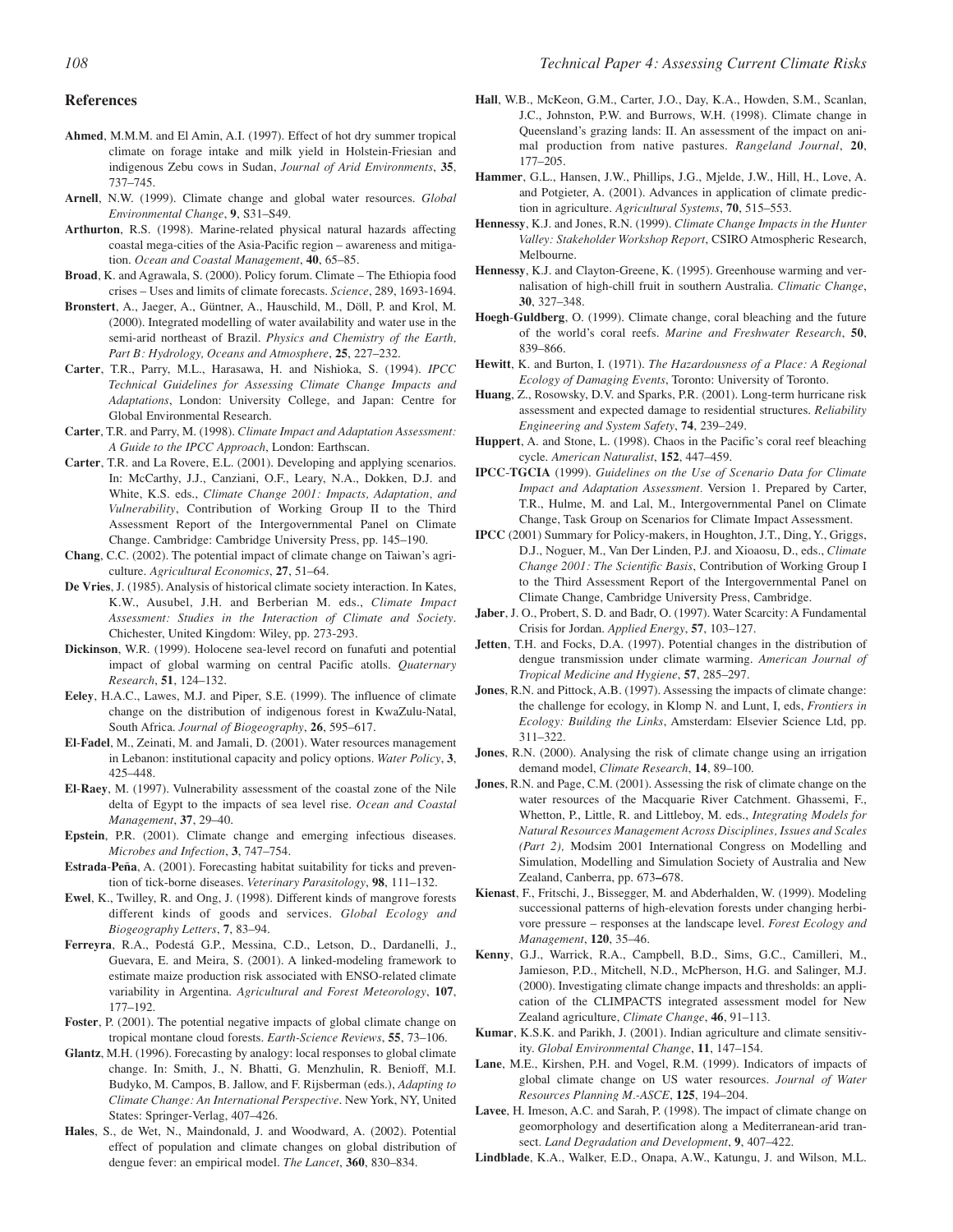## References

**Ahmed**, M.M.M. and El Amin, A.I. (1997). Effect of hot dry summer tropical climate on forage intake and milk yield in Holstein-Friesian and indigenous Zebu cows in Sudan, *Journal of Arid Environments*, **35**, 737–745.

**Arnell**, N.W. (1999). Climate change and global water resources. *Global Environmental Change*, **9**, S31–S49.

**Arthurton**, R.S. (1998). Marine-related physical natural hazards affecting coastal mega-cities of the Asia-Pacific region – awareness and mitigation. *Ocean and Coastal Management*, **40**, 65–85.

**Broad**, K. and Agrawala, S. (2000). Policy forum. Climate – The Ethiopia food crises – Uses and limits of climate forecasts. *Science*, 289, 1693-1694.

**Bronstert**, A., Jaeger, A., Güntner, A., Hauschild, M., Döll, P. and Krol, M. (2000). Integrated modelling of water availability and water use in the semi-arid northeast of Brazil. *Physics and Chemistry of the Earth, Part B: Hydrology, Oceans and Atmosphere*, **25**, 227–232.

**Carter**, T.R., Parry, M.L., Harasawa, H. and Nishioka, S. (1994). *IPCC Technical Guidelines for Assessing Climate Change Impacts and Adaptations*, London: University College, and Japan: Centre for Global Environmental Research.

**Carter**, T.R. and Parry, M. (1998). *Climate Impact and Adaptation Assessment: A Guide to the IPCC Approach*, London: Earthscan.

**Carter**, T.R. and La Rovere, E.L. (2001). Developing and applying scenarios. In: McCarthy, J.J., Canziani, O.F., Leary, N.A., Dokken, D.J. and White, K.S. eds., *Climate Change 2001: Impacts, Adaptation, and Vulnerability*, Contribution of Working Group II to the Third Assessment Report of the Intergovernmental Panel on Climate Change. Cambridge: Cambridge University Press, pp. 145–190.

**Chang**, C.C. (2002). The potential impact of climate change on Taiwan's agriculture. *Agricultural Economics*, **27**, 51–64.

**De Vries**, J. (1985). Analysis of historical climate society interaction. In Kates, K.W., Ausubel, J.H. and Berberian M. eds., *Climate Impact Assessment: Studies in the Interaction of Climate and Society*. Chichester, United Kingdom: Wiley, pp. 273-293.

**Dickinson**, W.R. (1999). Holocene sea-level record on funafuti and potential impact of global warming on central Pacific atolls. *Quaternary Research*, **51**, 124–132.

**Eeley**, H.A.C., Lawes, M.J. and Piper, S.E. (1999). The influence of climate change on the distribution of indigenous forest in KwaZulu-Natal, South Africa. *Journal of Biogeography*, **26**, 595–617.

**El-Fadel**, M., Zeinati, M. and Jamali, D. (2001). Water resources management in Lebanon: institutional capacity and policy options. *Water Policy*, **3**, 425–448.

**El-Raey**, M. (1997). Vulnerability assessment of the coastal zone of the Nile delta of Egypt to the impacts of sea level rise. *Ocean and Coastal Management*, **37**, 29–40.

**Epstein**, P.R. (2001). Climate change and emerging infectious diseases. *Microbes and Infection*, **3**, 747–754.

**Estrada-Peña**, A. (2001). Forecasting habitat suitability for ticks and prevention of tick-borne diseases. *Veterinary Parasitology*, **98**, 111–132.

**Ewel**, K., Twilley, R. and Ong, J. (1998). Different kinds of mangrove forests different kinds of goods and services. *Global Ecology and Biogeography Letters*, **7**, 83–94.

**Ferreyra**, R.A., Podestá G.P., Messina, C.D., Letson, D., Dardanelli, J., Guevara, E. and Meira, S. (2001). A linked-modeling framework to estimate maize production risk associated with ENSO-related climate variability in Argentina. *Agricultural and Forest Meteorology*, **107**, 177–192.

**Foster**, P. (2001). The potential negative impacts of global climate change on tropical montane cloud forests. *Earth-Science Reviews*, **55**, 73–106.

**Glantz**, M.H. (1996). Forecasting by analogy: local responses to global climate change. In: Smith, J., N. Bhatti, G. Menzhulin, R. Benioff, M.I. Budyko, M. Campos, B. Jallow, and F. Rijsberman (eds.), *Adapting to Climate Change: An International Perspective*. New York, NY, United States: Springer-Verlag, 407–426.

**Hales**, S., de Wet, N., Maindonald, J. and Woodward, A. (2002). Potential effect of population and climate changes on global distribution of dengue fever: an empirical model. *The Lancet*, **360**, 830–834.

**Hall**, W.B., McKeon, G.M., Carter, J.O., Day, K.A., Howden, S.M., Scanlan, J.C., Johnston, P.W. and Burrows, W.H. (1998). Climate change in Queensland's grazing lands: II. An assessment of the impact on animal production from native pastures. *Rangeland Journal*, **20**, 177–205.

**Hammer**, G.L., Hansen, J.W., Phillips, J.G., Mjelde, J.W., Hill, H., Love, A. and Potgieter, A. (2001). Advances in application of climate prediction in agriculture. *Agricultural Systems*, **70**, 515–553.

**Hennessy**, K.J. and Jones, R.N. (1999). *Climate Change Impacts in the Hunter Valley: Stakeholder Workshop Report*, CSIRO Atmospheric Research, Melbourne.

**Hennessy**, K.J. and Clayton-Greene, K. (1995). Greenhouse warming and vernalisation of high-chill fruit in southern Australia. *Climatic Change*, **30**, 327–348.

**Hoegh-Guldberg**, O. (1999). Climate change, coral bleaching and the future of the world's coral reefs. *Marine and Freshwater Research*, **50**, 839–866.

**Hewitt**, K. and Burton, I. (1971). *The Hazardousness of a Place: A Regional Ecology of Damaging Events*, Toronto: University of Toronto.

**Huang**, Z., Rosowsky, D.V. and Sparks, P.R. (2001). Long-term hurricane risk assessment and expected damage to residential structures. *Reliability Engineering and System Safety*, **74**, 239–249.

**Huppert**, A. and Stone, L. (1998). Chaos in the Pacific's coral reef bleaching cycle. *American Naturalist*, **152**, 447–459.

**IPCC-TGCIA** (1999). *Guidelines on the Use of Scenario Data for Climate Impact and Adaptation Assessment*. Version 1. Prepared by Carter, T.R., Hulme, M. and Lal, M., Intergovernmental Panel on Climate Change, Task Group on Scenarios for Climate Impact Assessment.

**IPCC** (2001) Summary for Policy-makers, in Houghton, J.T., Ding, Y., Griggs, D.J., Noguer, M., Van Der Linden, P.J. and Xioaosu, D., eds., *Climate Change 2001: The Scientific Basis*, Contribution of Working Group I to the Third Assessment Report of the Intergovernmental Panel on Climate Change, Cambridge University Press, Cambridge.

**Jaber**, J. O., Probert, S. D. and Badr, O. (1997). Water Scarcity: A Fundamental Crisis for Jordan. *Applied Energy*, **57**, 103–127.

**Jetten**, T.H. and Focks, D.A. (1997). Potential changes in the distribution of dengue transmission under climate warming. *American Journal of Tropical Medicine and Hygiene*, **57**, 285–297.

**Jones**, R.N. and Pittock, A.B. (1997). Assessing the impacts of climate change: the challenge for ecology, in Klomp N. and Lunt, I, eds, *Frontiers in Ecology: Building the Links*, Amsterdam: Elsevier Science Ltd, pp. 311–322.

**Jones**, R.N. (2000). Analysing the risk of climate change using an irrigation demand model, *Climate Research*, **14**, 89–100.

**Jones**, R.N. and Page, C.M. (2001). Assessing the risk of climate change on the water resources of the Macquarie River Catchment. Ghassemi, F., Whetton, P., Little, R. and Littleboy, M. eds., *Integrating Models for Natural Resources Management Across Disciplines, Issues and Scales (Part 2),* Modsim 2001 International Congress on Modelling and Simulation, Modelling and Simulation Society of Australia and New Zealand, Canberra, pp. 673–678.

**Kienast**, F., Fritschi, J., Bissegger, M. and Abderhalden, W. (1999). Modeling successional patterns of high-elevation forests under changing herbivore pressure – responses at the landscape level. *Forest Ecology and Management*, **120**, 35–46.

**Kenny**, G.J., Warrick, R.A., Campbell, B.D., Sims, G.C., Camilleri, M., Jamieson, P.D., Mitchell, N.D., McPherson, H.G. and Salinger, M.J. (2000). Investigating climate change impacts and thresholds: an application of the CLIMPACTS integrated assessment model for New Zealand agriculture, *Climate Change*, **46**, 91–113.

**Kumar**, K.S.K. and Parikh, J. (2001). Indian agriculture and climate sensitivity. *Global Environmental Change*, **11**, 147–154.

**Lane**, M.E., Kirshen, P.H. and Vogel, R.M. (1999). Indicators of impacts of global climate change on US water resources. *Journal of Water Resources Planning M.-ASCE*, **125**, 194–204.

**Lavee**, H. Imeson, A.C. and Sarah, P. (1998). The impact of climate change on geomorphology and desertification along a Mediterranean-arid transect. *Land Degradation and Development*, **9**, 407–422.

**Lindblade**, K.A., Walker, E.D., Onapa, A.W., Katungu, J. and Wilson, M.L.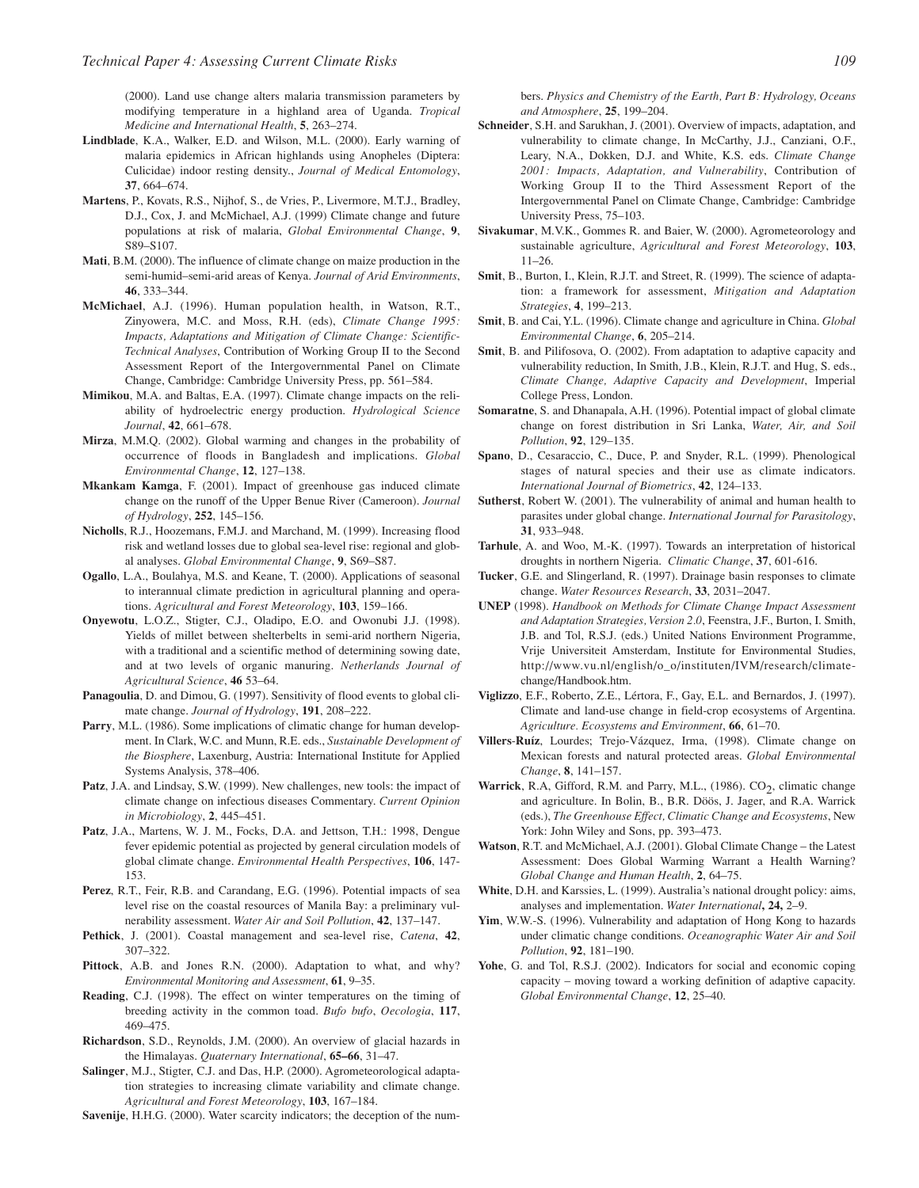(2000). Land use change alters malaria transmission parameters by modifying temperature in a highland area of Uganda. *Tropical Medicine and International Health*, **5**, 263–274.

**Lindblade**, K.A., Walker, E.D. and Wilson, M.L. (2000). Early warning of malaria epidemics in African highlands using Anopheles (Diptera: Culicidae) indoor resting density., *Journal of Medical Entomology*, **37**, 664–674.

**Martens**, P., Kovats, R.S., Nijhof, S., de Vries, P., Livermore, M.T.J., Bradley, D.J., Cox, J. and McMichael, A.J. (1999) Climate change and future populations at risk of malaria, *Global Environmental Change*, **9**, S89–S107.

**Mati**, B.M. (2000). The influence of climate change on maize production in the semi-humid–semi-arid areas of Kenya. *Journal of Arid Environments*, **46**, 333–344.

**McMichael**, A.J. (1996). Human population health, in Watson, R.T., Zinyowera, M.C. and Moss, R.H. (eds), *Climate Change 1995: Impacts, Adaptations and Mitigation of Climate Change: Scientific-Technical Analyses*, Contribution of Working Group II to the Second Assessment Report of the Intergovernmental Panel on Climate Change, Cambridge: Cambridge University Press, pp. 561–584.

**Mimikou**, M.A. and Baltas, E.A. (1997). Climate change impacts on the reliability of hydroelectric energy production. *Hydrological Science Journal*, **42**, 661–678.

**Mirza**, M.M.Q. (2002). Global warming and changes in the probability of occurrence of floods in Bangladesh and implications. *Global Environmental Change*, **12**, 127–138.

**Mkankam Kamga**, F. (2001). Impact of greenhouse gas induced climate change on the runoff of the Upper Benue River (Cameroon). *Journal of Hydrology*, **252**, 145–156.

**Nicholls**, R.J., Hoozemans, F.M.J. and Marchand, M. (1999). Increasing flood risk and wetland losses due to global sea-level rise: regional and global analyses. *Global Environmental Change*, **9**, S69–S87.

**Ogallo**, L.A., Boulahya, M.S. and Keane, T. (2000). Applications of seasonal to interannual climate prediction in agricultural planning and operations. *Agricultural and Forest Meteorology*, **103**, 159–166.

**Onyewotu**, L.O.Z., Stigter, C.J., Oladipo, E.O. and Owonubi J.J. (1998). Yields of millet between shelterbelts in semi-arid northern Nigeria, with a traditional and a scientific method of determining sowing date, and at two levels of organic manuring. *Netherlands Journal of Agricultural Science*, **46** 53–64.

**Panagoulia**, D. and Dimou, G. (1997). Sensitivity of flood events to global climate change. *Journal of Hydrology*, **191**, 208–222.

**Parry**, M.L. (1986). Some implications of climatic change for human development. In Clark, W.C. and Munn, R.E. eds., *Sustainable Development of the Biosphere*, Laxenburg, Austria: International Institute for Applied Systems Analysis, 378–406.

**Patz**, J.A. and Lindsay, S.W. (1999). New challenges, new tools: the impact of climate change on infectious diseases Commentary. *Current Opinion in Microbiology*, **2**, 445–451.

**Patz**, J.A., Martens, W. J. M., Focks, D.A. and Jettson, T.H.: 1998, Dengue fever epidemic potential as projected by general circulation models of global climate change. *Environmental Health Perspectives*, **106**, 147-153.

**Perez**, R.T., Feir, R.B. and Carandang, E.G. (1996). Potential impacts of sea level rise on the coastal resources of Manila Bay: a preliminary vulnerability assessment. *Water Air and Soil Pollution*, **42**, 137–147.

**Pethick**, J. (2001). Coastal management and sea-level rise, *Catena*, **42**, 307–322.

**Pittock**, A.B. and Jones R.N. (2000). Adaptation to what, and why? *Environmental Monitoring and Assessment*, **61**, 9–35.

**Reading**, C.J. (1998). The effect on winter temperatures on the timing of breeding activity in the common toad. *Bufo bufo*, *Oecologia*, **117**, 469–475.

**Richardson**, S.D., Reynolds, J.M. (2000). An overview of glacial hazards in the Himalayas. *Quaternary International*, **65–66**, 31–47.

**Salinger**, M.J., Stigter, C.J. and Das, H.P. (2000). Agrometeorological adaptation strategies to increasing climate variability and climate change. *Agricultural and Forest Meteorology*, **103**, 167–184.

**Savenije**, H.H.G. (2000). Water scarcity indicators; the deception of the numbers. *Physics and Chemistry of the Earth, Part B: Hydrology, Oceans and Atmosphere*, **25**, 199–204.

**Schneider**, S.H. and Sarukhan, J. (2001). Overview of impacts, adaptation, and vulnerability to climate change, In McCarthy, J.J., Canziani, O.F., Leary, N.A., Dokken, D.J. and White, K.S. eds. *Climate Change 2001: Impacts, Adaptation, and Vulnerability*, Contribution of Working Group II to the Third Assessment Report of the Intergovernmental Panel on Climate Change, Cambridge: Cambridge University Press, 75–103.

**Sivakumar**, M.V.K., Gommes R. and Baier, W. (2000). Agrometeorology and sustainable agriculture, *Agricultural and Forest Meteorology*, **103**, 11–26.

**Smit**, B., Burton, I., Klein, R.J.T. and Street, R. (1999). The science of adaptation: a framework for assessment, *Mitigation and Adaptation Strategies*, **4**, 199–213.

**Smit**, B. and Cai, Y.L. (1996). Climate change and agriculture in China. *Global Environmental Change*, **6**, 205–214.

**Smit**, B. and Pilifosova, O. (2002). From adaptation to adaptive capacity and vulnerability reduction, In Smith, J.B., Klein, R.J.T. and Hug, S. eds., *Climate Change, Adaptive Capacity and Development*, Imperial College Press, London.

**Somaratne**, S. and Dhanapala, A.H. (1996). Potential impact of global climate change on forest distribution in Sri Lanka, *Water, Air, and Soil Pollution*, **92**, 129–135.

**Spano**, D., Cesaraccio, C., Duce, P. and Snyder, R.L. (1999). Phenological stages of natural species and their use as climate indicators. *International Journal of Biometrics*, **42**, 124–133.

**Sutherst**, Robert W. (2001). The vulnerability of animal and human health to parasites under global change. *International Journal for Parasitology*, **31**, 933–948.

**Tarhule**, A. and Woo, M.-K. (1997). Towards an interpretation of historical droughts in northern Nigeria. *Climatic Change*, **37**, 601-616.

**Tucker**, G.E. and Slingerland, R. (1997). Drainage basin responses to climate change. *Water Resources Research*, **33**, 2031–2047.

**UNEP** (1998). *Handbook on Methods for Climate Change Impact Assessment and Adaptation Strategies, Version 2.0*, Feenstra, J.F., Burton, I. Smith, J.B. and Tol, R.S.J. (eds.) United Nations Environment Programme, Vrije Universiteit Amsterdam, Institute for Environmental Studies, http://www.vu.nl/english/o_o/instituten/IVM/research/climatechange/Handbook.htm.

**Viglizzo**, E.F., Roberto, Z.E., Lértora, F., Gay, E.L. and Bernardos, J. (1997). Climate and land-use change in field-crop ecosystems of Argentina. *Agriculture. Ecosystems and Environment*, **66**, 61–70.

**Villers-Ruíz**, Lourdes; Trejo-Vázquez, Irma, (1998). Climate change on Mexican forests and natural protected areas. *Global Environmental Change*, **8**, 141–157.

**Warrick**, R.A, Gifford, R.M. and Parry, M.L., (1986). $CO_2$, climatic change and agriculture. In Bolin, B., B.R. Döös, J. Jager, and R.A. Warrick (eds.), *The Greenhouse Effect, Climatic Change and Ecosystems*, New York: John Wiley and Sons, pp. 393–473.

**Watson**, R.T. and McMichael, A.J. (2001). Global Climate Change – the Latest Assessment: Does Global Warming Warrant a Health Warning? *Global Change and Human Health*, **2**, 64–75.

**White**, D.H. and Karssies, L. (1999). Australia's national drought policy: aims, analyses and implementation. *Water International***, 24,** 2–9.

**Yim**, W.W.-S. (1996). Vulnerability and adaptation of Hong Kong to hazards under climatic change conditions. *Oceanographic Water Air and Soil Pollution*, **92**, 181–190.

**Yohe**, G. and Tol, R.S.J. (2002). Indicators for social and economic coping capacity – moving toward a working definition of adaptive capacity. *Global Environmental Change*, **12**, 25–40.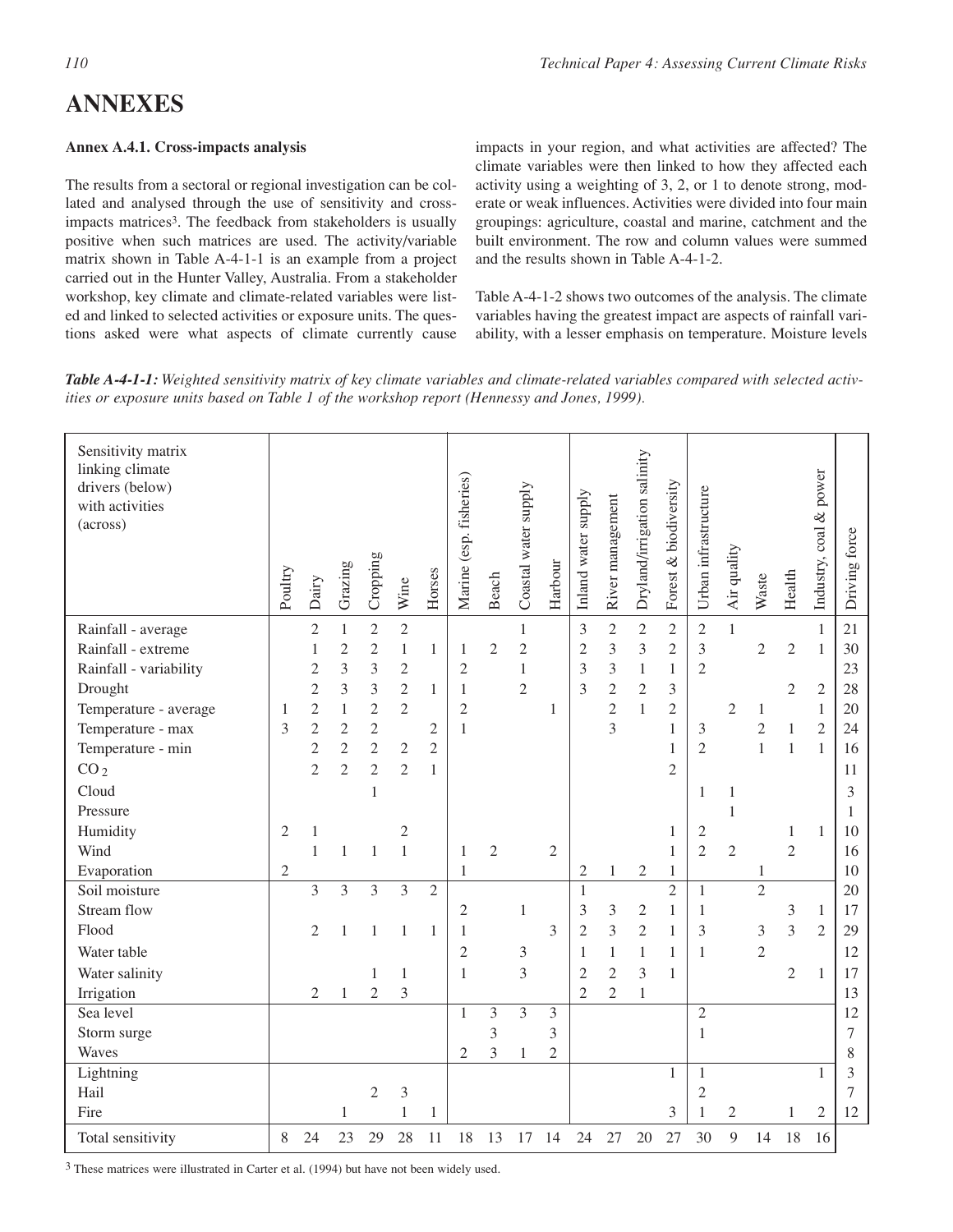# ANNEXES

### Annex A.4.1. Cross-impacts analysis

The results from a sectoral or regional investigation can be collated and analysed through the use of sensitivity and cross-impacts matrices[3]. The feedback from stakeholders is usually positive when such matrices are used. The activity/variable matrix shown in Table A-4-1-1 is an example from a project carried out in the Hunter Valley, Australia. From a stakeholder workshop, key climate and climate-related variables were listed and linked to selected activities or exposure units. The questions asked were what aspects of climate currently cause impacts in your region, and what activities are affected? The climate variables were then linked to how they affected each activity using a weighting of 3, 2, or 1 to denote strong, moderate or weak influences. Activities were divided into four main groupings: agriculture, coastal and marine, catchment and the built environment. The row and column values were summed and the results shown in Table A-4-1-2.

Table A-4-1-2 shows two outcomes of the analysis. The climate variables having the greatest impact are aspects of rainfall variability, with a lesser emphasis on temperature. Moisture levels

***Table A-4-1-1:*** *Weighted sensitivity matrix of key climate variables and climate-related variables compared with selected activities or exposure units based on Table 1 of the workshop report (Hennessy and Jones, 1999).*

| Sensitivity matrix linking climate drivers (below) with activities (across) | Poultry | Dairy | Grazing | Cropping | Wine | Horses | Marine (esp. fisheries) | Beach | Coastal water supply | Harbour | Inland water supply | River management | Dryland/irrigation salinity | Forest & biodiversity | Urban infrastructure | Air quality | Waste | Health | Industry, coal & power | Driving force |
|---|---|---|---|---|---|---|---|---|---|---|---|---|---|---|---|---|---|---|---|---|
| Rainfall - average | | 2 | 1 | 2 | 2 | | | | 1 | | 3 | 2 | 2 | 2 | 2 | 1 | | | 1 | 21 |
| Rainfall - extreme | | 1 | 2 | 2 | 1 | 1 | 1 | 2 | 2 | | 2 | 3 | 3 | 2 | 3 | | 2 | 2 | 1 | 30 |
| Rainfall - variability | | 2 | 3 | 3 | 2 | | 2 | | 1 | | 3 | 3 | 1 | 1 | 2 | | | | | 23 |
| Drought | | 2 | 3 | 3 | 2 | 1 | 1 | | 2 | | 3 | 2 | 2 | 3 | | | | 2 | 2 | 28 |
| Temperature - average | 1 | 2 | 1 | 2 | 2 | | 2 | | | 1 | | 2 | 1 | 2 | | 2 | 1 | | 1 | 20 |
| Temperature - max | 3 | 2 | 2 | 2 | | 2 | 1 | | | | | 3 | | 1 | 3 | | 2 | 1 | 2 | 24 |
| Temperature - min | | 2 | 2 | 2 | 2 | 2 | | | | | | | | 1 | 2 | | 1 | 1 | 1 | 16 |
| $CO_2$ | | 2 | 2 | 2 | 2 | 1 | | | | | | | | 2 | | | | | | 11 |
| Cloud | | | | 1 | | | | | | | | | | | 1 | 1 | | | | 3 |
| Pressure | | | | | | | | | | | | | | | | 1 | | | | 1 |
| Humidity | 2 | 1 | | | 2 | | | | | | | | | 1 | 2 | | | 1 | 1 | 10 |
| Wind | | 1 | 1 | 1 | 1 | | 1 | 2 | | 2 | | | | 1 | 2 | 2 | | 2 | | 16 |
| Evaporation | 2 | | | | | | 1 | | | | 2 | 1 | 2 | 1 | | | 1 | | | 10 |
| Soil moisture | | 3 | 3 | 3 | 3 | 2 | | | | | 1 | | | 2 | 1 | | 2 | | | 20 |
| Stream flow | | | | | | | 2 | | 1 | | 3 | 3 | 2 | 1 | 1 | | | 3 | 1 | 17 |
| Flood | | 2 | 1 | 1 | 1 | 1 | 1 | | | 3 | 2 | 3 | 2 | 1 | 3 | | 3 | 3 | 2 | 29 |
| Water table | | | | | | | 2 | | 3 | | 1 | 1 | 1 | 1 | 1 | | 2 | | | 12 |
| Water salinity | | | | 1 | 1 | | 1 | | 3 | | 2 | 2 | 3 | 1 | | | | 2 | 1 | 17 |
| Irrigation | | 2 | 1 | 2 | 3 | | | | | | 2 | 2 | 1 | | | | | | | 13 |
| Sea level | | | | | | | 1 | 3 | 3 | 3 | | | | | 2 | | | | | 12 |
| Storm surge | | | | | | | | 3 | | 3 | | | | | 1 | | | | | 7 |
| Waves | | | | | | | 2 | 3 | 1 | 2 | | | | | | | | | | 8 |
| Lightning | | | | | | | | | | | | | | 1 | 1 | | | | 1 | 3 |
| Hail | | | | 2 | 3 | | | | | | | | | | 2 | | | | | 7 |
| Fire | | | 1 | | 1 | 1 | | | | | | | | 3 | 1 | 2 | | 1 | 2 | 12 |
| Total sensitivity | 8 | 24 | 23 | 29 | 28 | 11 | 18 | 13 | 17 | 14 | 24 | 27 | 20 | 27 | 30 | 9 | 14 | 18 | 16 | |

[3] These matrices were illustrated in Carter et al. (1994) but have not been widely used.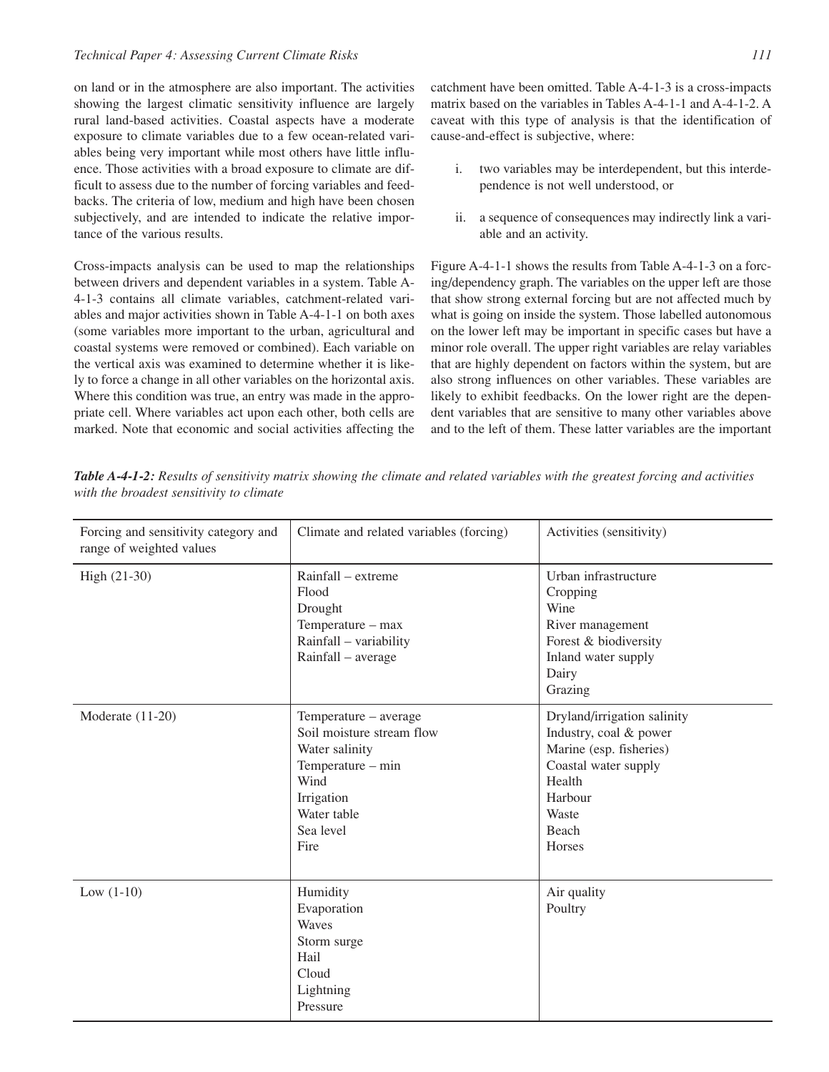on land or in the atmosphere are also important. The activities showing the largest climatic sensitivity influence are largely rural land-based activities. Coastal aspects have a moderate exposure to climate variables due to a few ocean-related variables being very important while most others have little influence. Those activities with a broad exposure to climate are difficult to assess due to the number of forcing variables and feedbacks. The criteria of low, medium and high have been chosen subjectively, and are intended to indicate the relative importance of the various results.

Cross-impacts analysis can be used to map the relationships between drivers and dependent variables in a system. Table A-4-1-3 contains all climate variables, catchment-related variables and major activities shown in Table A-4-1-1 on both axes (some variables more important to the urban, agricultural and coastal systems were removed or combined). Each variable on the vertical axis was examined to determine whether it is likely to force a change in all other variables on the horizontal axis. Where this condition was true, an entry was made in the appropriate cell. Where variables act upon each other, both cells are marked. Note that economic and social activities affecting the catchment have been omitted. Table A-4-1-3 is a cross-impacts matrix based on the variables in Tables A-4-1-1 and A-4-1-2. A caveat with this type of analysis is that the identification of cause-and-effect is subjective, where:

i. two variables may be interdependent, but this interdependence is not well understood, or

ii. a sequence of consequences may indirectly link a variable and an activity.

Figure A-4-1-1 shows the results from Table A-4-1-3 on a forcing/dependency graph. The variables on the upper left are those that show strong external forcing but are not affected much by what is going on inside the system. Those labelled autonomous on the lower left may be important in specific cases but have a minor role overall. The upper right variables are relay variables that are highly dependent on factors within the system, but are also strong influences on other variables. These variables are likely to exhibit feedbacks. On the lower right are the dependent variables that are sensitive to many other variables above and to the left of them. These latter variables are the important

***Table A-4-1-2:*** *Results of sensitivity matrix showing the climate and related variables with the greatest forcing and activities with the broadest sensitivity to climate*

| Forcing and sensitivity category and range of weighted values | Climate and related variables (forcing) | Activities (sensitivity) |
|---|---|---|
| High (21-30) | Rainfall – extreme<br>Flood<br>Drought<br>Temperature – max<br>Rainfall – variability<br>Rainfall – average | Urban infrastructure<br>Cropping<br>Wine<br>River management<br>Forest & biodiversity<br>Inland water supply<br>Dairy<br>Grazing |
| Moderate (11-20) | Temperature – average<br>Soil moisture stream flow<br>Water salinity<br>Temperature – min<br>Wind<br>Irrigation<br>Water table<br>Sea level<br>Fire | Dryland/irrigation salinity<br>Industry, coal & power<br>Marine (esp. fisheries)<br>Coastal water supply<br>Health<br>Harbour<br>Waste<br>Beach<br>Horses |
| Low (1-10) | Humidity<br>Evaporation<br>Waves<br>Storm surge<br>Hail<br>Cloud<br>Lightning<br>Pressure | Air quality<br>Poultry |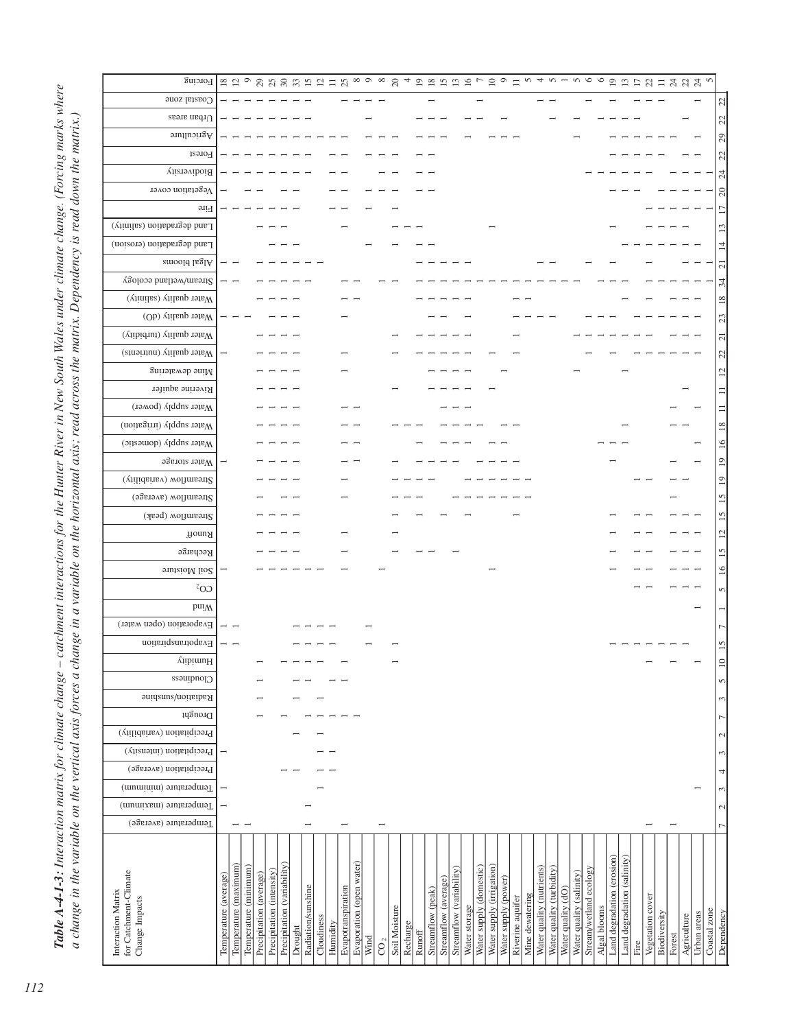***Table A-4-1-3:*** *Interaction matrix for climate change – catchment interactions for the Hunter River in New South Wales under climate change. (Forcing marks where a change in the variable on the vertical axis forces a change in a variable on the horizontal axis; read across the matrix. Dependency is read down the matrix.)*

| Interaction Matrix for Catchment-Climate Change Impacts | Temperature (average) | Temperature (maximum) | Temperature (minimum) | Precipitation (average) | Precipitation (intensity) | Precipitation (variability) | Drought | Radiation/sunshine | Cloudiness | Humidity | Evapotranspiration | Evaporation (open water) | Wind | $CO_2$ | Soil Moisture | Recharge | Runoff | Streamflow (peak) | Streamflow (average) | Streamflow (variability) | Water storage | Water supply (domestic) | Water supply (irrigation) | Water supply (power) | Riverine aquifer | Mine dewatering | Water quality (nutrients) | Water quality (turbidity) | Water quality (dO) | Water quality (salinity) | Stream/wetland ecology | Algal blooms | Land degradation (erosion) | Land degradation (salinity) | Fire | Vegetation cover | Biodiversity | Forest | Agriculture | Urban areas | Coastal zone | Forcing |
|---|---|---|---|---|---|---|---|---|---|---|---|---|---|---|---|---|---|---|---|---|---|---|---|---|---|---|---|---|---|---|---|---|---|---|---|---|---|---|---|---|---|
| Temperature (average) | | – | – | | – | | | | | | – | – | | | – | | | | | | – | | | | | | – | | – | | – | – | | | – | – | – | – | – | – | – | 18 |
| Temperature (maximum) | – | | | | | | | | | | – | – | | | | | | | | | | | | | | | | | – | | – | – | | | – | | – | – | – | – | – | 12 |
| Temperature (minimum) | – | | | | | | | | | | | | | | | | | | | | | | | | | | | | – | | | | | | – | – | – | – | – | – | – | 9 |
| Precipitation (average) | | | | | | | – | – | – | – | | | | | – | – | – | – | – | – | – | – | – | – | – | – | – | – | | – | – | – | | – | – | – | – | – | – | – | – | 29 |
| Precipitation (intensity) | | | | | | | | | | | | | | | – | – | – | – | | – | – | – | – | – | – | – | – | – | – | – | – | – | – | – | – | | – | – | – | – | – | 25 |
| Precipitation (variability) | | | | – | | | – | | | – | | | | | – | – | – | – | – | – | – | – | – | – | – | – | – | – | – | – | – | – | – | – | – | – | – | – | – | – | – | 30 |
| Drought | | | | – | | – | | | – | – | – | – | | | – | – | – | – | – | – | – | – | – | – | – | – | – | – | – | – | – | – | – | – | – | – | – | – | – | – | – | 33 |
| Radiation/sunshine | – | – | | | | | | | – | – | – | – | | | – | | | | | | | | | | | | | | | | – | – | | | – | | – | – | – | – | – | 15 |
| Cloudiness | | | – | – | – | – | – | – | | – | – | – | | | – | | | | | | | | | | | | | | | | – | – | | | | | | | | | | 12 |
| Humidity | | | | – | – | | – | | – | | – | – | | | | | | | | | | | | | | | | | | | | | | | – | – | – | – | – | | | 11 |
| Evapotranspiration | | | | | | | – | – | – | – | | | | | – | – | – | – | | – | – | – | – | | | – | – | | – | – | – | | | – | – | – | – | – | – | – | – | 25 |
| Evaporation (open water) | – | | | | | | | | | | | | | | | | | | | | – | – | – | | | | | | | – | – | | | | | | | | | – | – | 8 |
| Wind | | | | | | | – | | | | – | – | | | | | | | | | | | | | | | | | | | | | – | | – | | – | – | – | | – | 9 |
| $CO_2$ | – | | | | | | | | | | | | | | – | | | | | | | | | | | | | | | | | | | | | – | – | – | – | – | – | 8 |
| Soil Moisture | | | | | | | | | | – | – | | | | | – | – | – | – | – | – | | – | | – | | – | – | | | – | | – | – | – | – | – | – | – | | | 20 |
| Recharge | | | | | | | | | | | | | | | | | | | – | – | | | – | | | | | | | | | | | – | | | | | | | | 4 |
| Runoff | | | | | | | | | | | | | | | | – | | – | – | – | – | – | – | | | | – | – | | – | – | – | – | – | | – | – | – | – | – | | 19 |
| Streamflow (peak) | | | | | | | | | | | | | | | | – | – | | | – | – | | | | – | – | – | – | | – | – | – | – | | | – | – | – | – | – | – | 18 |
| Streamflow (average) | | | | | | | | | | | | | | | | | | | | | – | – | – | – | – | – | – | – | – | – | – | – | | | | | | | – | – | – | 15 |
| Streamflow (variability) | | | | | | | | | | | | | | | | – | | | | | – | – | – | – | – | – | – | – | – | – | – | – | | | | | | | | | | 13 |
| Water storage | | | | | | | | | | | | | | | | | | – | – | – | | – | – | – | – | – | – | – | – | – | – | – | | | | | | | – | – | | 16 |
| Water supply (domestic) | | | | | | | | | | | | | | | | | | | – | – | – | | | | | | | | | | – | – | | | | | | | | – | – | 7 |
| Water supply (irrigation) | | | | | | | | | | | | | | | – | | | | – | – | – | | | | – | | – | | | | – | | | – | | | | – | – | | | 10 |
| Water supply (power) | | | | | | | | | | | | | | | | | | | – | – | – | – | – | | | – | | | | | – | | | | | | | | – | – | | 9 |
| Riverine aquifer | | | | | | | | | | | | | | | | | | – | – | – | – | – | – | | | | – | – | | – | – | | | | | | | | – | | | 11 |
| Mine dewatering | | | | | | | | | | | | | | | | | | | – | – | | | | | | | | | – | – | – | | | | | | | | | | | 5 |
| Water quality (nutrients) | | | | | | | | | | | | | | | | | | | | | | | | | | | | | – | | – | – | | | | | | | | | – | 4 |
| Water quality (turbidity) | | | | | | | | | | | | | | | | | | | | | | | | | | | | | – | | – | – | | | | | | | | – | – | 5 |
| Water quality (dO) | | | | | | | | | | | | | | | | | | | | | | | | | | | | | | | – | | | | | | | | | | | 1 |
| Water quality (salinity) | | | | | | | | | | | | | | | | | | | | | | – | | | | – | | – | | | – | | | | | | | | – | | | 5 |
| Stream/wetland ecology | | | | | | | | | | | | | | | | | | | | | | | | | | | – | – | – | | | – | | | | | – | | | | – | 6 |
| Algal blooms | | | | | | | | | | | | | | | | | | | | | | – | | | | | | – | – | | – | | | | | | – | | | | – | 6 |
| Land degradation (erosion) | | | | | | | | | | | | | | | – | – | – | – | | | – | – | | | | | – | – | – | – | – | – | | – | | – | – | – | – | – | – | 19 |
| Land degradation (salinity) | | | | | | | | | | | | | | | | | | | | | | | – | | | – | | – | – | – | – | | – | | – | – | – | – | – | – | | 13 |
| Fire | | | | | | | | | | | | | | | | – | – | – | | – | | | | | | | – | – | – | | – | – | – | – | | – | – | – | – | – | – | 17 |
| Vegetation cover | – | | | | | | | | | – | – | | | – | – | – | – | – | – | – | | | | | | | – | – | – | – | – | | – | – | – | | – | – | – | | – | 22 |
| Biodiversity | | | | | | | | | | | – | | | – | | | | | | | | | | | | | | – | | | – | | – | – | – | – | | – | – | | – | 11 |
| Forest | – | | | | | | | | | – | – | | | – | – | – | – | – | – | – | | | – | – | | | – | – | – | – | – | – | – | – | – | – | – | | – | | | 24 |
| Agriculture | | | | | | | | | | | – | | | – | – | – | – | – | | | – | – | – | | | | – | – | – | – | – | – | – | – | – | – | – | – | | – | | 22 |
| Urban areas | | | – | | | | | | | – | | | – | | – | – | – | – | | | – | – | | | – | | – | – | – | – | – | – | – | – | – | – | – | – | – | | – | 24 |
| Coastal zone | | | | | | | | | | | | | | | | | | | | | | | | | | | | | | | – | – | | | – | – | – | | | | | 5 |
| Dependency | 7 | 2 | 3 | 4 | 3 | 2 | 7 | 3 | 5 | 10 | 15 | 7 | 1 | 5 | 16 | 15 | 12 | 15 | 15 | 19 | 19 | 16 | 18 | 11 | 11 | 12 | 22 | 21 | 23 | 18 | 34 | 21 | 14 | 13 | 17 | 20 | 24 | 22 | 29 | 22 | 22 | |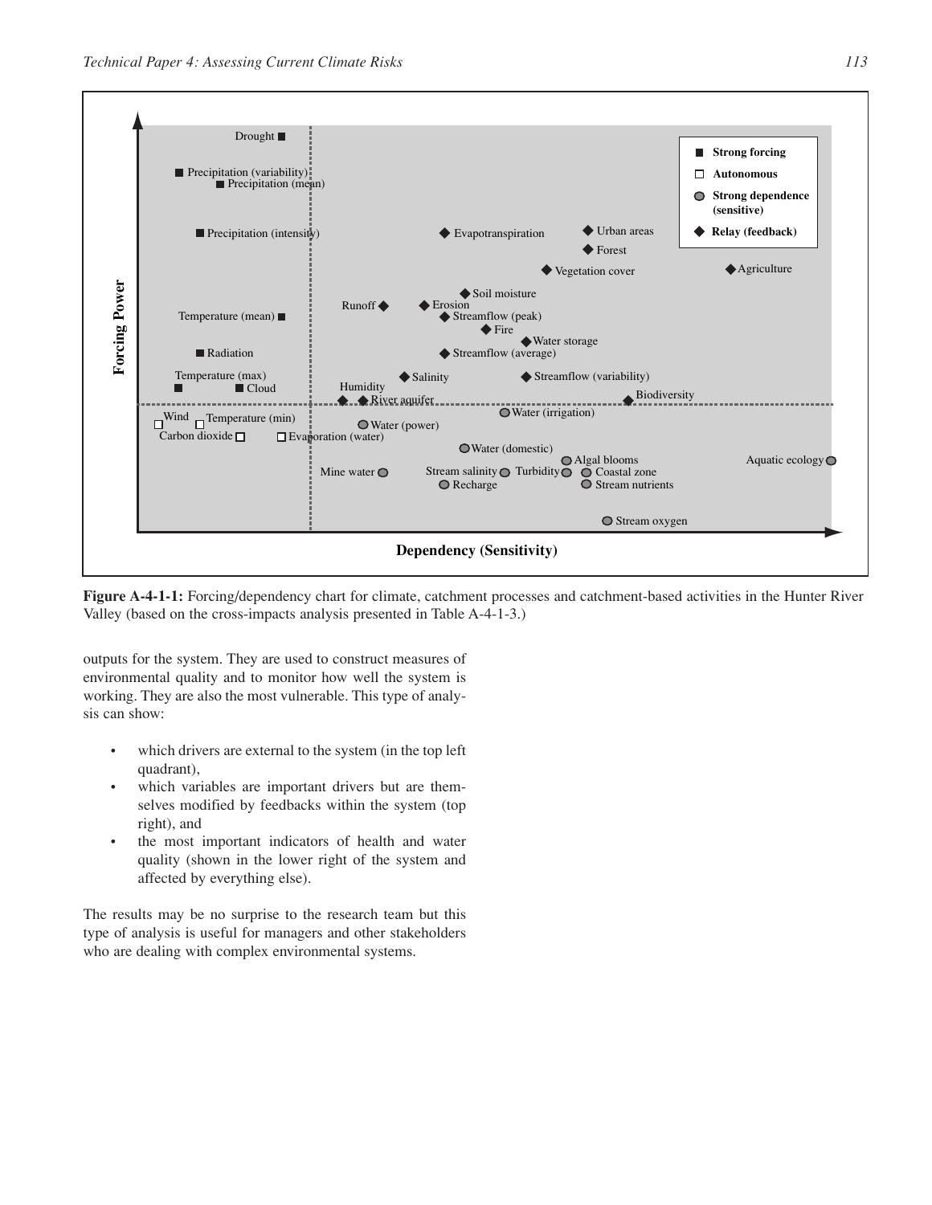**Figure A-4-1-1:** Forcing/dependency chart for climate, catchment processes and catchment-based activities in the Hunter River Valley (based on the cross-impacts analysis presented in Table A-4-1-3.)

outputs for the system. They are used to construct measures of environmental quality and to monitor how well the system is working. They are also the most vulnerable. This type of analysis can show:

- which drivers are external to the system (in the top left quadrant),
- which variables are important drivers but are themselves modified by feedbacks within the system (top right), and
- the most important indicators of health and water quality (shown in the lower right of the system and affected by everything else).

The results may be no surprise to the research team but this type of analysis is useful for managers and other stakeholders who are dealing with complex environmental systems.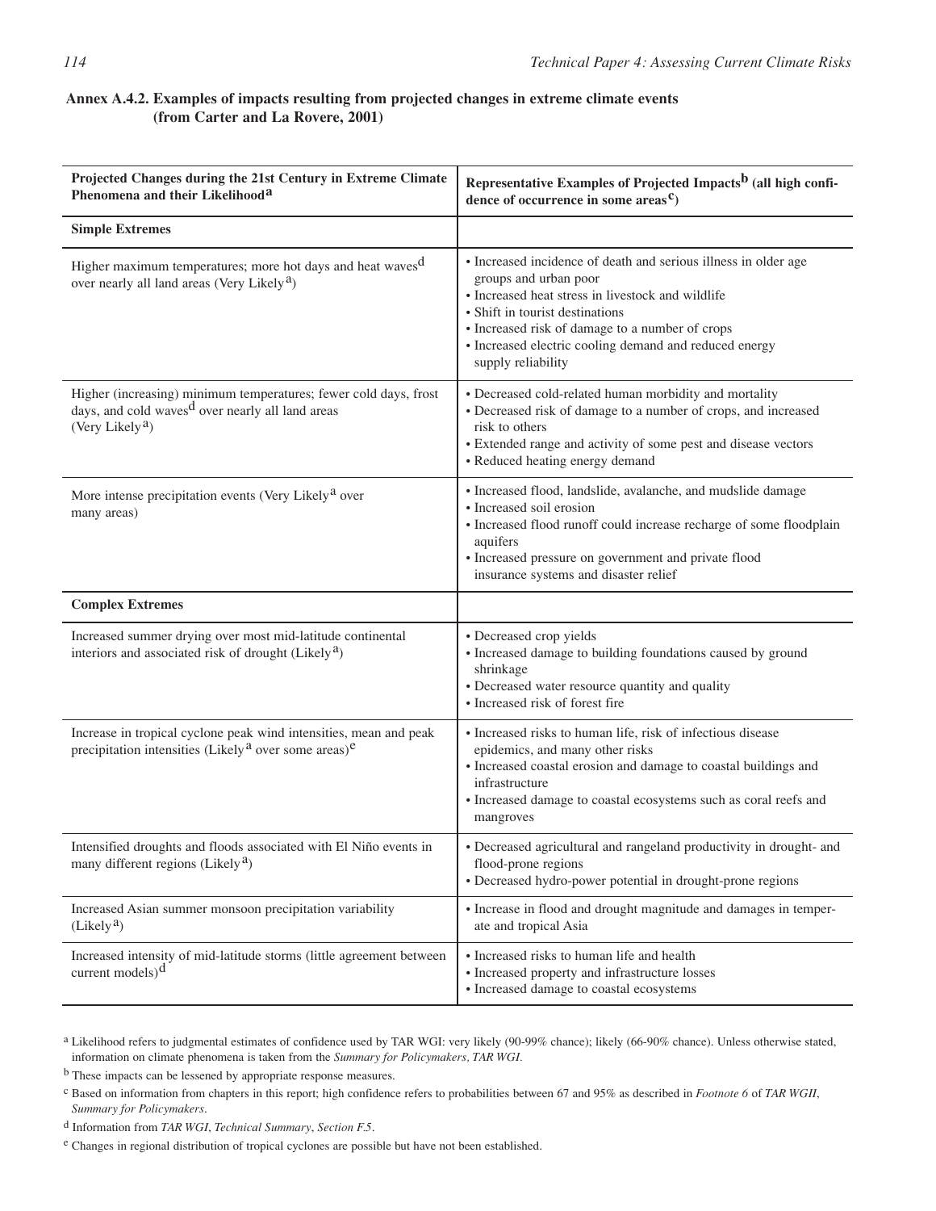## Annex A.4.2. Examples of impacts resulting from projected changes in extreme climate events (from Carter and La Rovere, 2001)

| Projected Changes during the 21st Century in Extreme Climate Phenomena and their Likelihood[a] | Representative Examples of Projected Impacts[b] (all high confidence of occurrence in some areas[c]) |
|---|---|
| **Simple Extremes** | |
| Higher maximum temperatures; more hot days and heat waves[d] over nearly all land areas (Very Likely[a]) | • Increased incidence of death and serious illness in older age groups and urban poor<br>• Increased heat stress in livestock and wildlife<br>• Shift in tourist destinations<br>• Increased risk of damage to a number of crops<br>• Increased electric cooling demand and reduced energy supply reliability |
| Higher (increasing) minimum temperatures; fewer cold days, frost days, and cold waves[d] over nearly all land areas (Very Likely[a]) | • Decreased cold-related human morbidity and mortality<br>• Decreased risk of damage to a number of crops, and increased risk to others<br>• Extended range and activity of some pest and disease vectors<br>• Reduced heating energy demand |
| More intense precipitation events (Very Likely[a] over many areas) | • Increased flood, landslide, avalanche, and mudslide damage<br>• Increased soil erosion<br>• Increased flood runoff could increase recharge of some floodplain aquifers<br>• Increased pressure on government and private flood insurance systems and disaster relief |
| **Complex Extremes** | |
| Increased summer drying over most mid-latitude continental interiors and associated risk of drought (Likely[a]) | • Decreased crop yields<br>• Increased damage to building foundations caused by ground shrinkage<br>• Decreased water resource quantity and quality<br>• Increased risk of forest fire |
| Increase in tropical cyclone peak wind intensities, mean and peak precipitation intensities (Likely[a] over some areas)[e] | • Increased risks to human life, risk of infectious disease epidemics, and many other risks<br>• Increased coastal erosion and damage to coastal buildings and infrastructure<br>• Increased damage to coastal ecosystems such as coral reefs and mangroves |
| Intensified droughts and floods associated with El Niño events in many different regions (Likely[a]) | • Decreased agricultural and rangeland productivity in drought- and flood-prone regions<br>• Decreased hydro-power potential in drought-prone regions |
| Increased Asian summer monsoon precipitation variability (Likely[a]) | • Increase in flood and drought magnitude and damages in temperate and tropical Asia |
| Increased intensity of mid-latitude storms (little agreement between current models)[d] | • Increased risks to human life and health<br>• Increased property and infrastructure losses<br>• Increased damage to coastal ecosystems |

[a] Likelihood refers to judgmental estimates of confidence used by TAR WGI: very likely (90-99% chance); likely (66-90% chance). Unless otherwise stated, information on climate phenomena is taken from the *Summary for Policymakers, TAR WGI.*

[b] These impacts can be lessened by appropriate response measures.

[c] Based on information from chapters in this report; high confidence refers to probabilities between 67 and 95% as described in *Footnote 6* of *TAR WGII*, *Summary for Policymakers*.

[d] Information from *TAR WGI*, *Technical Summary*, *Section F.5*.

[e] Changes in regional distribution of tropical cyclones are possible but have not been established.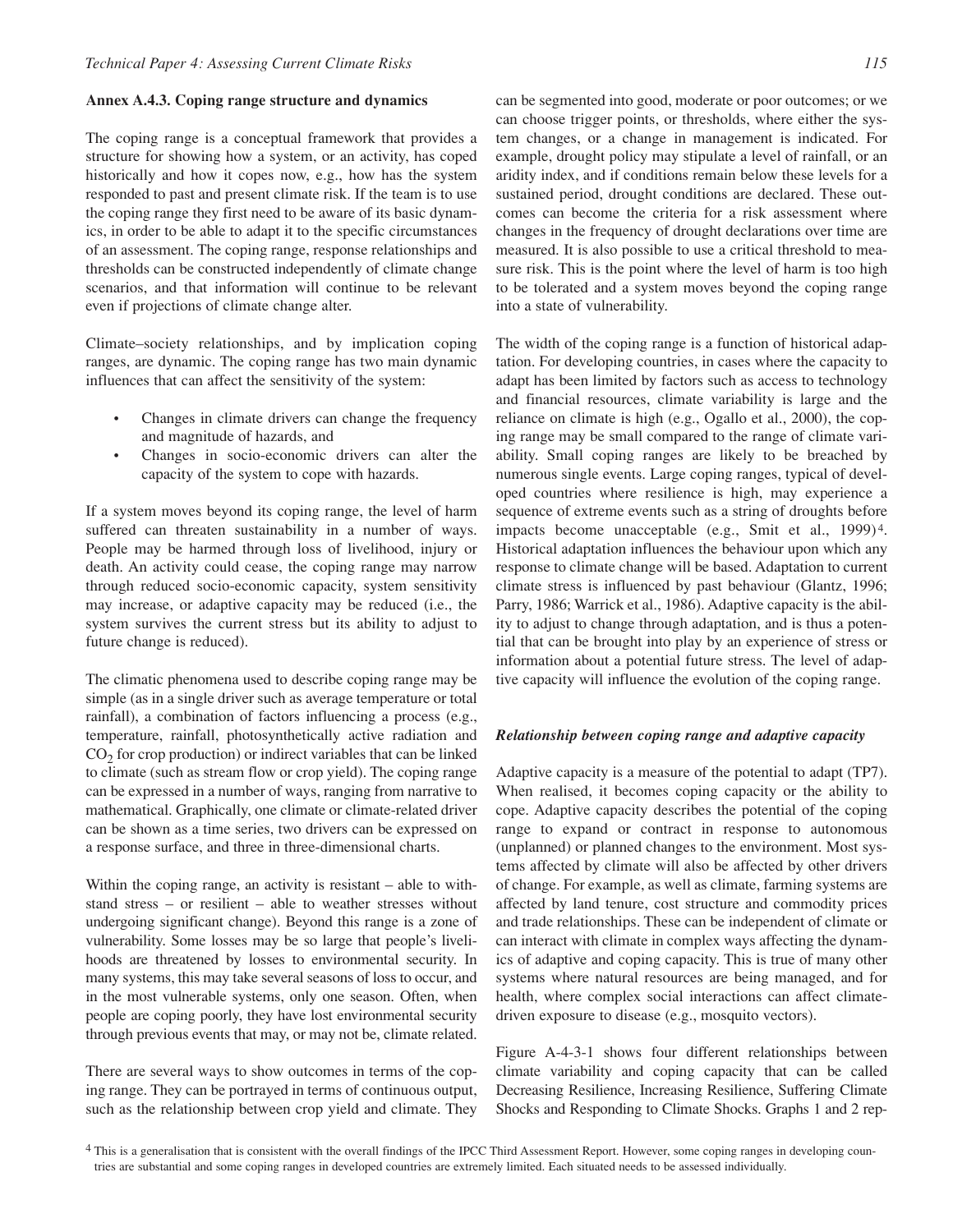### Annex A.4.3. Coping range structure and dynamics

The coping range is a conceptual framework that provides a structure for showing how a system, or an activity, has coped historically and how it copes now, e.g., how has the system responded to past and present climate risk. If the team is to use the coping range they first need to be aware of its basic dynamics, in order to be able to adapt it to the specific circumstances of an assessment. The coping range, response relationships and thresholds can be constructed independently of climate change scenarios, and that information will continue to be relevant even if projections of climate change alter.

Climate–society relationships, and by implication coping ranges, are dynamic. The coping range has two main dynamic influences that can affect the sensitivity of the system:

- Changes in climate drivers can change the frequency and magnitude of hazards, and
- Changes in socio-economic drivers can alter the capacity of the system to cope with hazards.

If a system moves beyond its coping range, the level of harm suffered can threaten sustainability in a number of ways. People may be harmed through loss of livelihood, injury or death. An activity could cease, the coping range may narrow through reduced socio-economic capacity, system sensitivity may increase, or adaptive capacity may be reduced (i.e., the system survives the current stress but its ability to adjust to future change is reduced).

The climatic phenomena used to describe coping range may be simple (as in a single driver such as average temperature or total rainfall), a combination of factors influencing a process (e.g., temperature, rainfall, photosynthetically active radiation and $CO_2$ for crop production) or indirect variables that can be linked to climate (such as stream flow or crop yield). The coping range can be expressed in a number of ways, ranging from narrative to mathematical. Graphically, one climate or climate-related driver can be shown as a time series, two drivers can be expressed on a response surface, and three in three-dimensional charts.

Within the coping range, an activity is resistant – able to withstand stress – or resilient – able to weather stresses without undergoing significant change). Beyond this range is a zone of vulnerability. Some losses may be so large that people's livelihoods are threatened by losses to environmental security. In many systems, this may take several seasons of loss to occur, and in the most vulnerable systems, only one season. Often, when people are coping poorly, they have lost environmental security through previous events that may, or may not be, climate related.

There are several ways to show outcomes in terms of the coping range. They can be portrayed in terms of continuous output, such as the relationship between crop yield and climate. They can be segmented into good, moderate or poor outcomes; or we can choose trigger points, or thresholds, where either the system changes, or a change in management is indicated. For example, drought policy may stipulate a level of rainfall, or an aridity index, and if conditions remain below these levels for a sustained period, drought conditions are declared. These outcomes can become the criteria for a risk assessment where changes in the frequency of drought declarations over time are measured. It is also possible to use a critical threshold to measure risk. This is the point where the level of harm is too high to be tolerated and a system moves beyond the coping range into a state of vulnerability.

The width of the coping range is a function of historical adaptation. For developing countries, in cases where the capacity to adapt has been limited by factors such as access to technology and financial resources, climate variability is large and the reliance on climate is high (e.g., Ogallo et al., 2000), the coping range may be small compared to the range of climate variability. Small coping ranges are likely to be breached by numerous single events. Large coping ranges, typical of developed countries where resilience is high, may experience a sequence of extreme events such as a string of droughts before impacts become unacceptable (e.g., Smit et al., 1999)[4]. Historical adaptation influences the behaviour upon which any response to climate change will be based. Adaptation to current climate stress is influenced by past behaviour (Glantz, 1996; Parry, 1986; Warrick et al., 1986). Adaptive capacity is the ability to adjust to change through adaptation, and is thus a potential that can be brought into play by an experience of stress or information about a potential future stress. The level of adaptive capacity will influence the evolution of the coping range.

#### *Relationship between coping range and adaptive capacity*

Adaptive capacity is a measure of the potential to adapt (TP7). When realised, it becomes coping capacity or the ability to cope. Adaptive capacity describes the potential of the coping range to expand or contract in response to autonomous (unplanned) or planned changes to the environment. Most systems affected by climate will also be affected by other drivers of change. For example, as well as climate, farming systems are affected by land tenure, cost structure and commodity prices and trade relationships. These can be independent of climate or can interact with climate in complex ways affecting the dynamics of adaptive and coping capacity. This is true of many other systems where natural resources are being managed, and for health, where complex social interactions can affect climate-driven exposure to disease (e.g., mosquito vectors).

Figure A-4-3-1 shows four different relationships between climate variability and coping capacity that can be called Decreasing Resilience, Increasing Resilience, Suffering Climate Shocks and Responding to Climate Shocks. Graphs 1 and 2 rep-

[4] This is a generalisation that is consistent with the overall findings of the IPCC Third Assessment Report. However, some coping ranges in developing countries are substantial and some coping ranges in developed countries are extremely limited. Each situated needs to be assessed individually.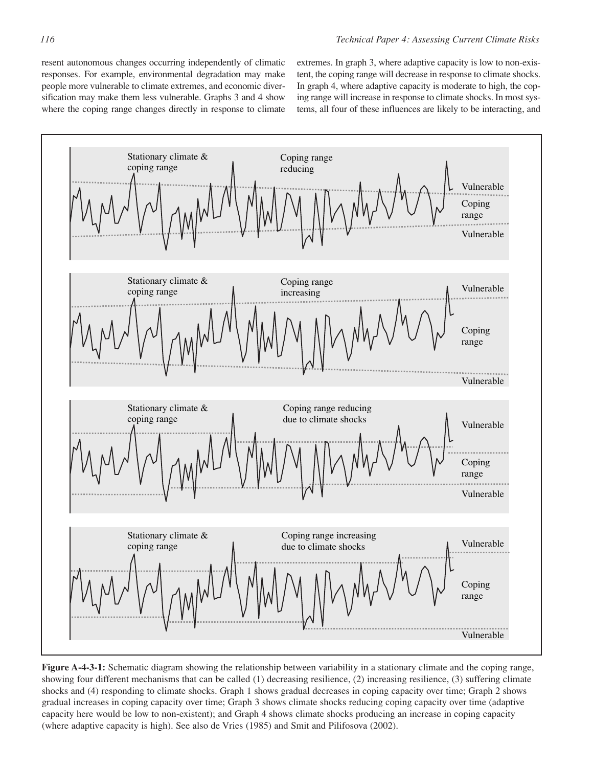resent autonomous changes occurring independently of climatic responses. For example, environmental degradation may make people more vulnerable to climate extremes, and economic diversification may make them less vulnerable. Graphs 3 and 4 show where the coping range changes directly in response to climate extremes. In graph 3, where adaptive capacity is low to non-existent, the coping range will decrease in response to climate shocks. In graph 4, where adaptive capacity is moderate to high, the coping range will increase in response to climate shocks. In most systems, all four of these influences are likely to be interacting, and

**Figure A-4-3-1:** Schematic diagram showing the relationship between variability in a stationary climate and the coping range, showing four different mechanisms that can be called (1) decreasing resilience, (2) increasing resilience, (3) suffering climate shocks and (4) responding to climate shocks. Graph 1 shows gradual decreases in coping capacity over time; Graph 2 shows gradual increases in coping capacity over time; Graph 3 shows climate shocks reducing coping capacity over time (adaptive capacity here would be low to non-existent); and Graph 4 shows climate shocks producing an increase in coping capacity (where adaptive capacity is high). See also de Vries (1985) and Smit and Pilifosova (2002).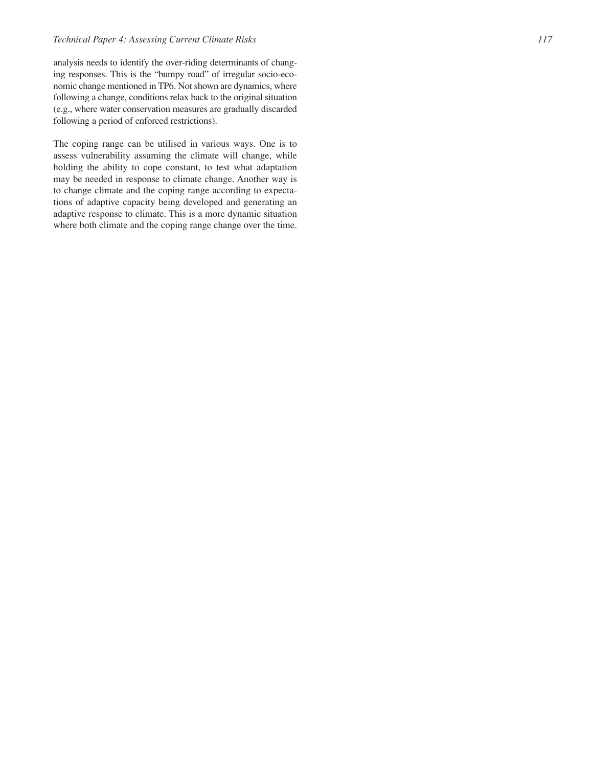analysis needs to identify the over-riding determinants of changing responses. This is the "bumpy road" of irregular socio-economic change mentioned in TP6. Not shown are dynamics, where following a change, conditions relax back to the original situation (e.g., where water conservation measures are gradually discarded following a period of enforced restrictions).

The coping range can be utilised in various ways. One is to assess vulnerability assuming the climate will change, while holding the ability to cope constant, to test what adaptation may be needed in response to climate change. Another way is to change climate and the coping range according to expectations of adaptive capacity being developed and generating an adaptive response to climate. This is a more dynamic situation where both climate and the coping range change over the time.